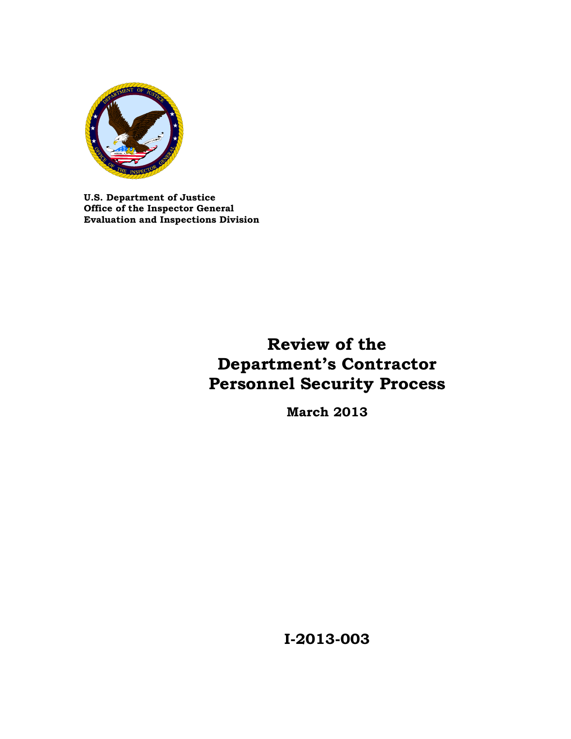**U.S. Department of Justice**
**Office of the Inspector General**
**Evaluation and Inspections Division**

# Review of the Department's Contractor Personnel Security Process

**March 2013**

**I-2013-003**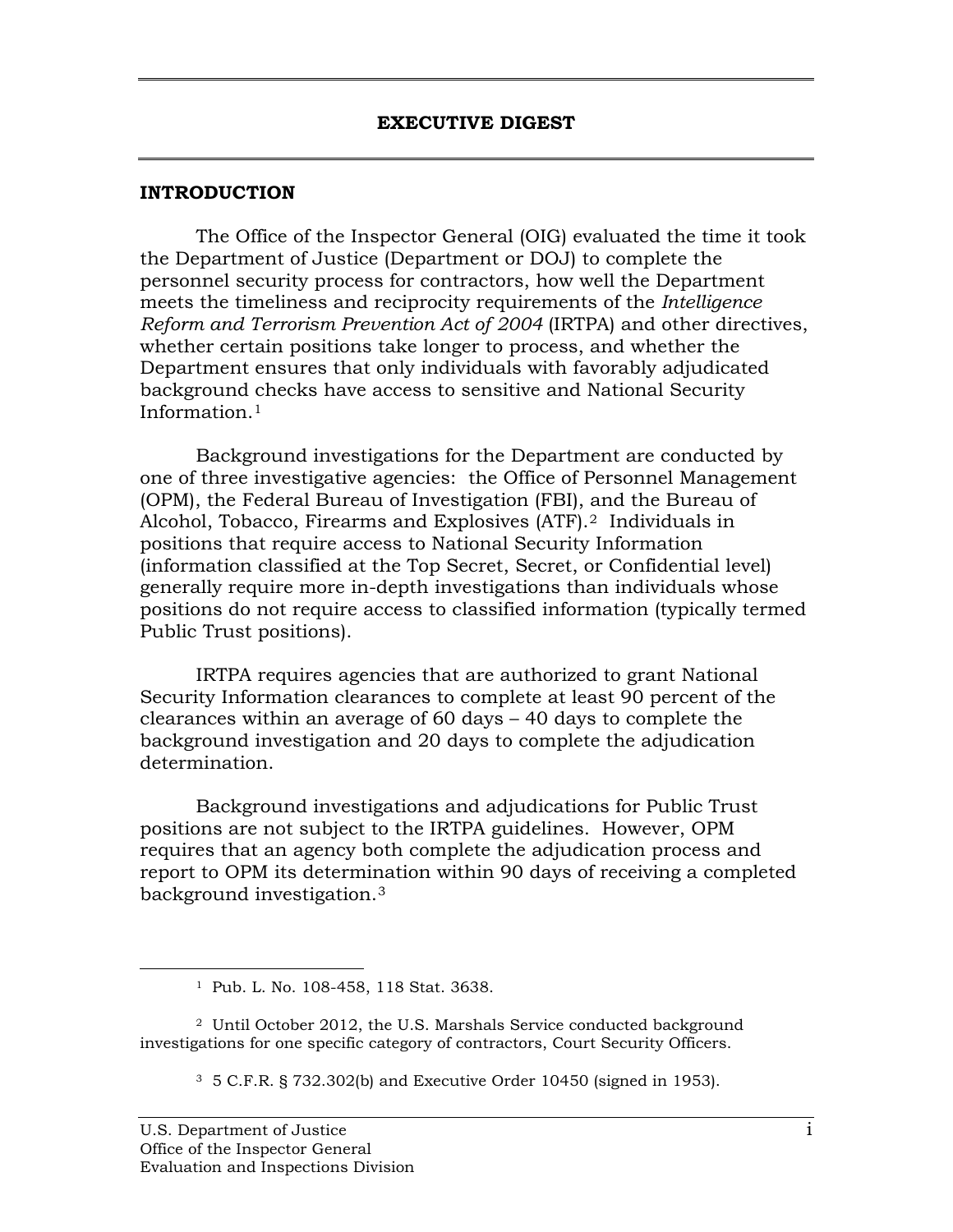# EXECUTIVE DIGEST

## INTRODUCTION

The Office of the Inspector General (OIG) evaluated the time it took the Department of Justice (Department or DOJ) to complete the personnel security process for contractors, how well the Department meets the timeliness and reciprocity requirements of the *Intelligence Reform and Terrorism Prevention Act of 2004* (IRTPA) and other directives, whether certain positions take longer to process, and whether the Department ensures that only individuals with favorably adjudicated background checks have access to sensitive and National Security Information.[1]

Background investigations for the Department are conducted by one of three investigative agencies: the Office of Personnel Management (OPM), the Federal Bureau of Investigation (FBI), and the Bureau of Alcohol, Tobacco, Firearms and Explosives (ATF).[2] Individuals in positions that require access to National Security Information (information classified at the Top Secret, Secret, or Confidential level) generally require more in-depth investigations than individuals whose positions do not require access to classified information (typically termed Public Trust positions).

IRTPA requires agencies that are authorized to grant National Security Information clearances to complete at least 90 percent of the clearances within an average of 60 days – 40 days to complete the background investigation and 20 days to complete the adjudication determination.

Background investigations and adjudications for Public Trust positions are not subject to the IRTPA guidelines. However, OPM requires that an agency both complete the adjudication process and report to OPM its determination within 90 days of receiving a completed background investigation.[3]

---

[1] Pub. L. No. 108-458, 118 Stat. 3638.

[2] Until October 2012, the U.S. Marshals Service conducted background investigations for one specific category of contractors, Court Security Officers.

[3] 5 C.F.R. § 732.302(b) and Executive Order 10450 (signed in 1953).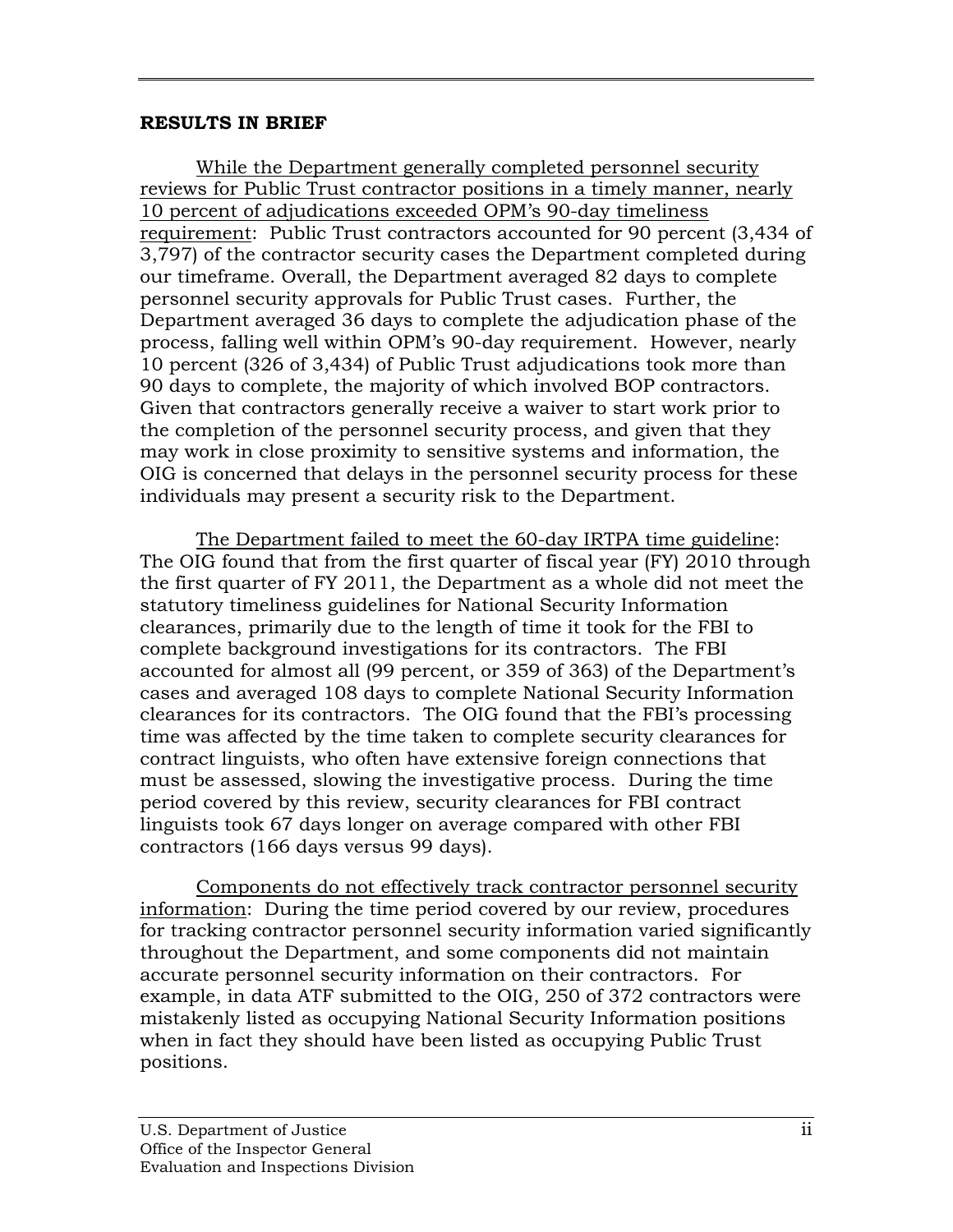## RESULTS IN BRIEF

While the Department generally completed personnel security reviews for Public Trust contractor positions in a timely manner, nearly 10 percent of adjudications exceeded OPM's 90-day timeliness requirement: Public Trust contractors accounted for 90 percent (3,434 of 3,797) of the contractor security cases the Department completed during our timeframe. Overall, the Department averaged 82 days to complete personnel security approvals for Public Trust cases. Further, the Department averaged 36 days to complete the adjudication phase of the process, falling well within OPM's 90-day requirement. However, nearly 10 percent (326 of 3,434) of Public Trust adjudications took more than 90 days to complete, the majority of which involved BOP contractors. Given that contractors generally receive a waiver to start work prior to the completion of the personnel security process, and given that they may work in close proximity to sensitive systems and information, the OIG is concerned that delays in the personnel security process for these individuals may present a security risk to the Department.

The Department failed to meet the 60-day IRTPA time guideline: The OIG found that from the first quarter of fiscal year (FY) 2010 through the first quarter of FY 2011, the Department as a whole did not meet the statutory timeliness guidelines for National Security Information clearances, primarily due to the length of time it took for the FBI to complete background investigations for its contractors. The FBI accounted for almost all (99 percent, or 359 of 363) of the Department's cases and averaged 108 days to complete National Security Information clearances for its contractors. The OIG found that the FBI's processing time was affected by the time taken to complete security clearances for contract linguists, who often have extensive foreign connections that must be assessed, slowing the investigative process. During the time period covered by this review, security clearances for FBI contract linguists took 67 days longer on average compared with other FBI contractors (166 days versus 99 days).

Components do not effectively track contractor personnel security information: During the time period covered by our review, procedures for tracking contractor personnel security information varied significantly throughout the Department, and some components did not maintain accurate personnel security information on their contractors. For example, in data ATF submitted to the OIG, 250 of 372 contractors were mistakenly listed as occupying National Security Information positions when in fact they should have been listed as occupying Public Trust positions.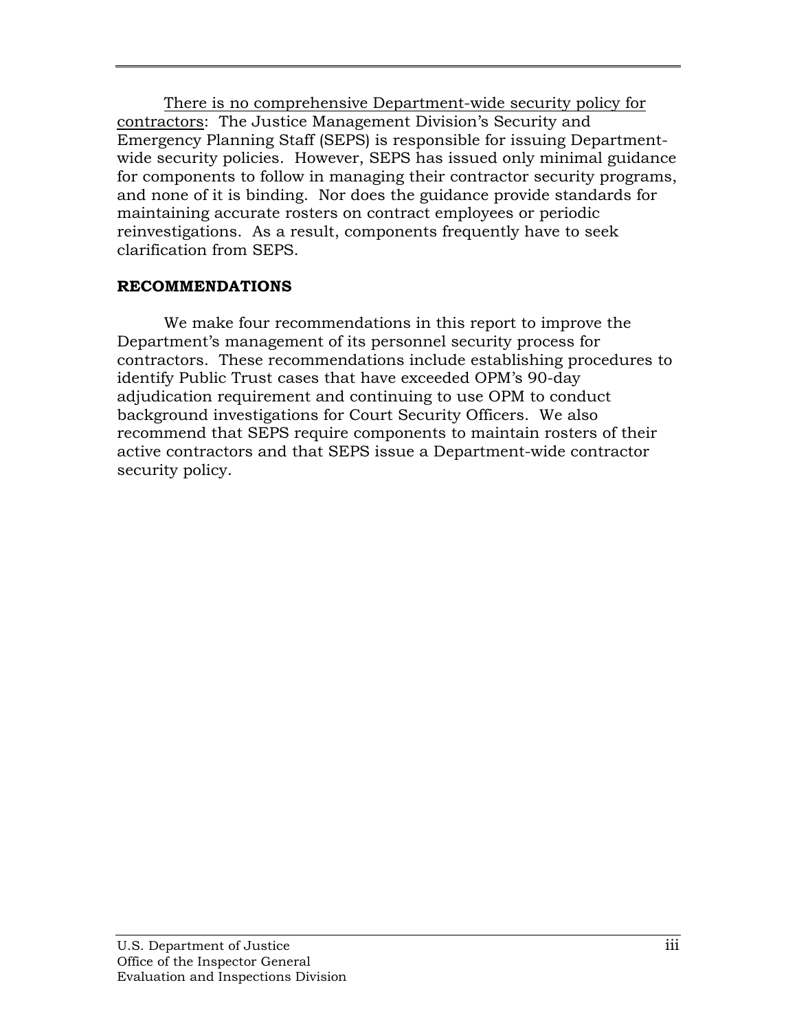There is no comprehensive Department-wide security policy for contractors: The Justice Management Division's Security and Emergency Planning Staff (SEPS) is responsible for issuing Department-wide security policies. However, SEPS has issued only minimal guidance for components to follow in managing their contractor security programs, and none of it is binding. Nor does the guidance provide standards for maintaining accurate rosters on contract employees or periodic reinvestigations. As a result, components frequently have to seek clarification from SEPS.

## RECOMMENDATIONS

We make four recommendations in this report to improve the Department's management of its personnel security process for contractors. These recommendations include establishing procedures to identify Public Trust cases that have exceeded OPM's 90-day adjudication requirement and continuing to use OPM to conduct background investigations for Court Security Officers. We also recommend that SEPS require components to maintain rosters of their active contractors and that SEPS issue a Department-wide contractor security policy.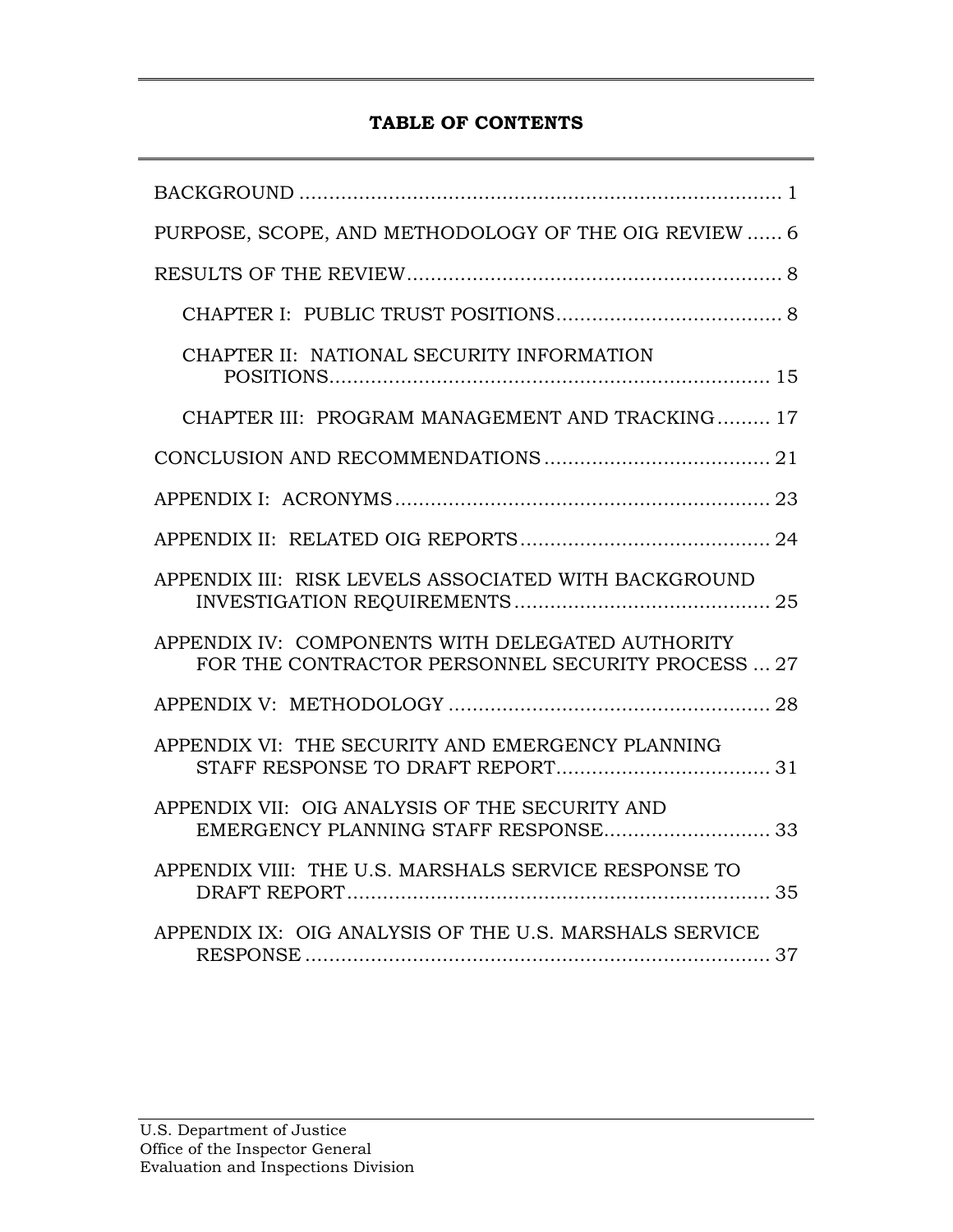## TABLE OF CONTENTS

BACKGROUND ... 1

PURPOSE, SCOPE, AND METHODOLOGY OF THE OIG REVIEW ... 6

RESULTS OF THE REVIEW ... 8

- CHAPTER I: PUBLIC TRUST POSITIONS ... 8
- CHAPTER II: NATIONAL SECURITY INFORMATION POSITIONS ... 15
- CHAPTER III: PROGRAM MANAGEMENT AND TRACKING ... 17

CONCLUSION AND RECOMMENDATIONS ... 21

APPENDIX I: ACRONYMS ... 23

APPENDIX II: RELATED OIG REPORTS ... 24

APPENDIX III: RISK LEVELS ASSOCIATED WITH BACKGROUND INVESTIGATION REQUIREMENTS ... 25

APPENDIX IV: COMPONENTS WITH DELEGATED AUTHORITY FOR THE CONTRACTOR PERSONNEL SECURITY PROCESS ... 27

APPENDIX V: METHODOLOGY ... 28

APPENDIX VI: THE SECURITY AND EMERGENCY PLANNING STAFF RESPONSE TO DRAFT REPORT ... 31

APPENDIX VII: OIG ANALYSIS OF THE SECURITY AND EMERGENCY PLANNING STAFF RESPONSE ... 33

APPENDIX VIII: THE U.S. MARSHALS SERVICE RESPONSE TO DRAFT REPORT ... 35

APPENDIX IX: OIG ANALYSIS OF THE U.S. MARSHALS SERVICE RESPONSE ... 37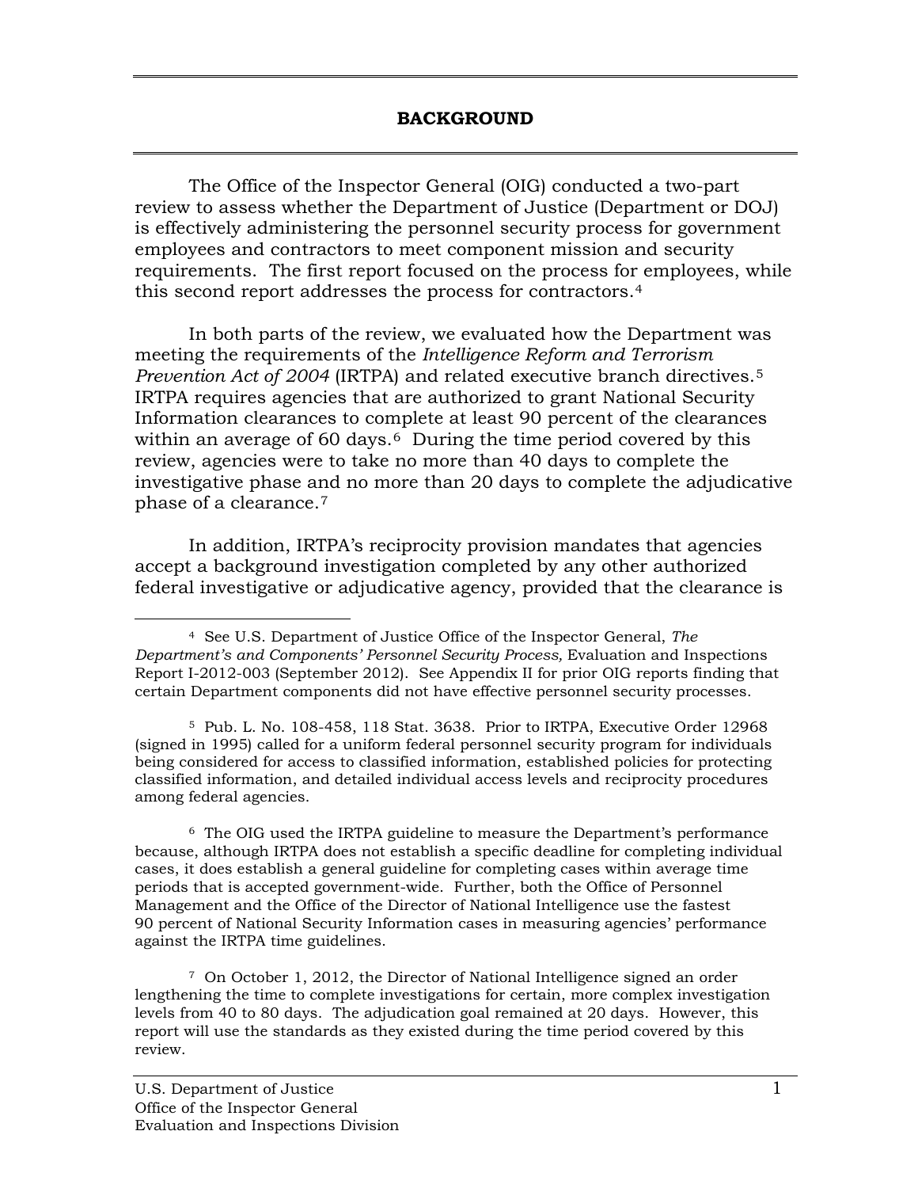## BACKGROUND

The Office of the Inspector General (OIG) conducted a two-part review to assess whether the Department of Justice (Department or DOJ) is effectively administering the personnel security process for government employees and contractors to meet component mission and security requirements. The first report focused on the process for employees, while this second report addresses the process for contractors.[4]

In both parts of the review, we evaluated how the Department was meeting the requirements of the *Intelligence Reform and Terrorism Prevention Act of 2004* (IRTPA) and related executive branch directives.[5] IRTPA requires agencies that are authorized to grant National Security Information clearances to complete at least 90 percent of the clearances within an average of 60 days.[6] During the time period covered by this review, agencies were to take no more than 40 days to complete the investigative phase and no more than 20 days to complete the adjudicative phase of a clearance.[7]

In addition, IRTPA's reciprocity provision mandates that agencies accept a background investigation completed by any other authorized federal investigative or adjudicative agency, provided that the clearance is

---

[4] See U.S. Department of Justice Office of the Inspector General, *The Department's and Components' Personnel Security Process,* Evaluation and Inspections Report I-2012-003 (September 2012). See Appendix II for prior OIG reports finding that certain Department components did not have effective personnel security processes.

[5] Pub. L. No. 108-458, 118 Stat. 3638. Prior to IRTPA, Executive Order 12968 (signed in 1995) called for a uniform federal personnel security program for individuals being considered for access to classified information, established policies for protecting classified information, and detailed individual access levels and reciprocity procedures among federal agencies.

[6] The OIG used the IRTPA guideline to measure the Department's performance because, although IRTPA does not establish a specific deadline for completing individual cases, it does establish a general guideline for completing cases within average time periods that is accepted government-wide. Further, both the Office of Personnel Management and the Office of the Director of National Intelligence use the fastest 90 percent of National Security Information cases in measuring agencies' performance against the IRTPA time guidelines.

[7] On October 1, 2012, the Director of National Intelligence signed an order lengthening the time to complete investigations for certain, more complex investigation levels from 40 to 80 days. The adjudication goal remained at 20 days. However, this report will use the standards as they existed during the time period covered by this review.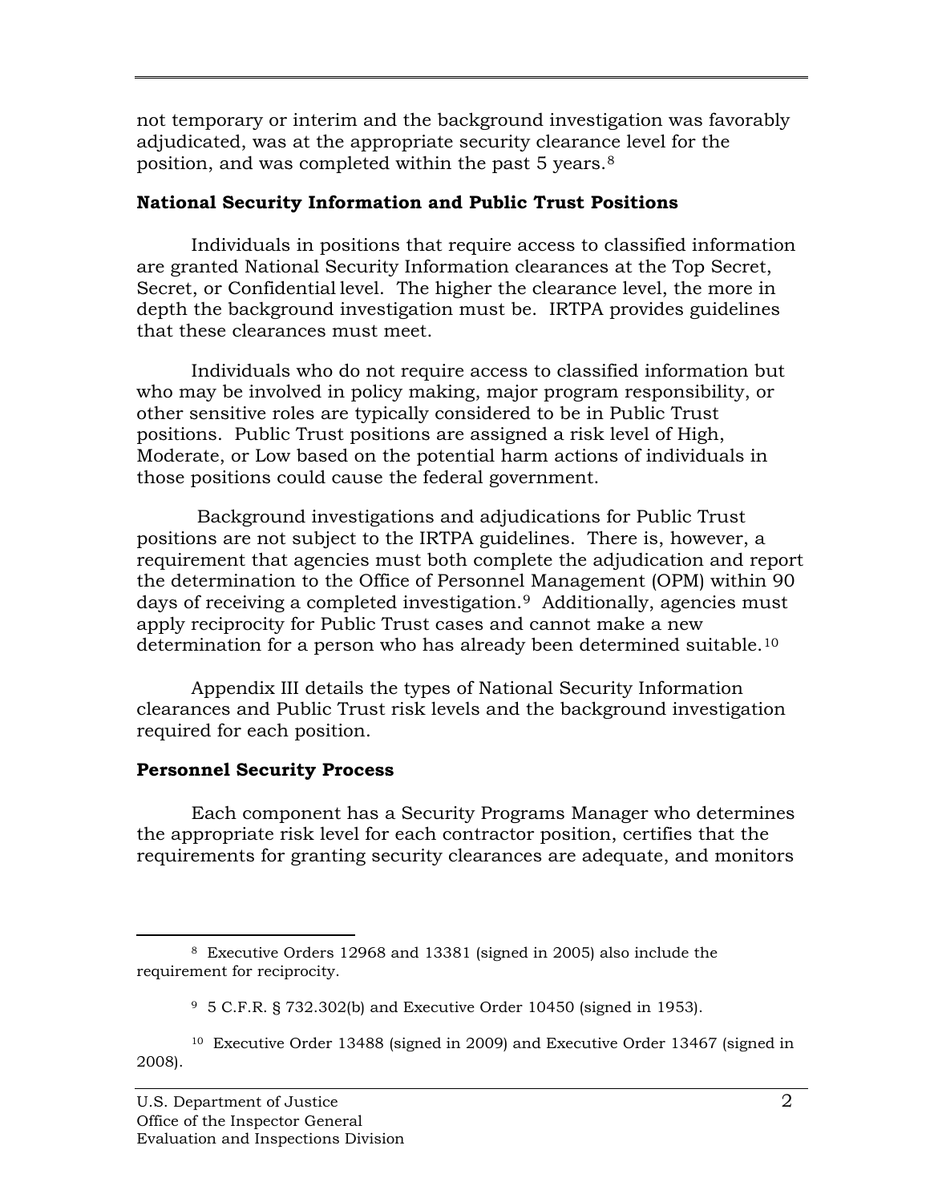not temporary or interim and the background investigation was favorably adjudicated, was at the appropriate security clearance level for the position, and was completed within the past 5 years.[8]

**National Security Information and Public Trust Positions**

Individuals in positions that require access to classified information are granted National Security Information clearances at the Top Secret, Secret, or Confidential level. The higher the clearance level, the more in depth the background investigation must be. IRTPA provides guidelines that these clearances must meet.

Individuals who do not require access to classified information but who may be involved in policy making, major program responsibility, or other sensitive roles are typically considered to be in Public Trust positions. Public Trust positions are assigned a risk level of High, Moderate, or Low based on the potential harm actions of individuals in those positions could cause the federal government.

Background investigations and adjudications for Public Trust positions are not subject to the IRTPA guidelines. There is, however, a requirement that agencies must both complete the adjudication and report the determination to the Office of Personnel Management (OPM) within 90 days of receiving a completed investigation.[9] Additionally, agencies must apply reciprocity for Public Trust cases and cannot make a new determination for a person who has already been determined suitable.[10]

Appendix III details the types of National Security Information clearances and Public Trust risk levels and the background investigation required for each position.

**Personnel Security Process**

Each component has a Security Programs Manager who determines the appropriate risk level for each contractor position, certifies that the requirements for granting security clearances are adequate, and monitors

---

[8] Executive Orders 12968 and 13381 (signed in 2005) also include the requirement for reciprocity.

[9] 5 C.F.R. § 732.302(b) and Executive Order 10450 (signed in 1953).

[10] Executive Order 13488 (signed in 2009) and Executive Order 13467 (signed in 2008).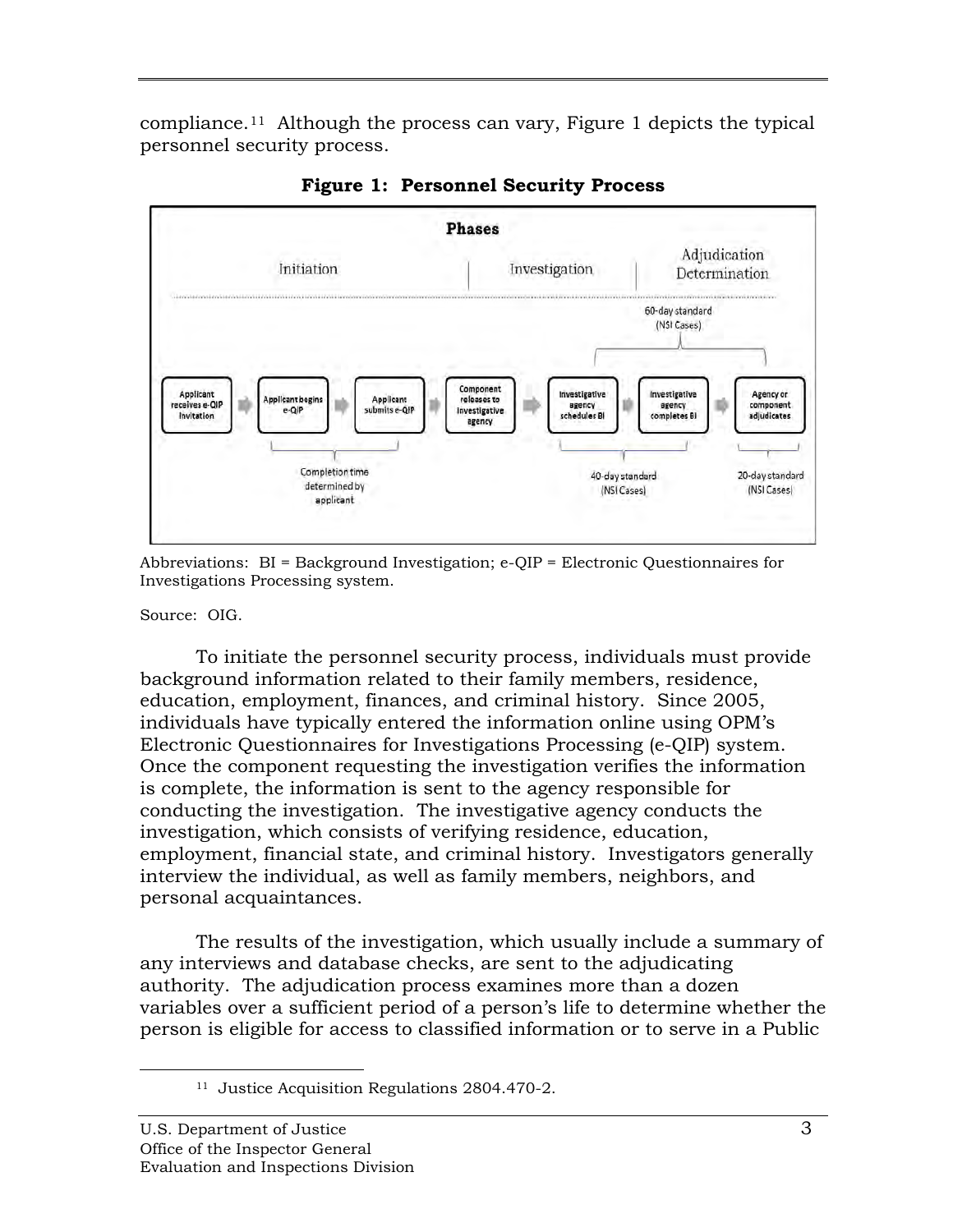compliance.[11] Although the process can vary, Figure 1 depicts the typical personnel security process.

**Figure 1: Personnel Security Process**

Abbreviations: BI = Background Investigation; e-QIP = Electronic Questionnaires for Investigations Processing system.

Source: OIG.

To initiate the personnel security process, individuals must provide background information related to their family members, residence, education, employment, finances, and criminal history. Since 2005, individuals have typically entered the information online using OPM's Electronic Questionnaires for Investigations Processing (e-QIP) system. Once the component requesting the investigation verifies the information is complete, the information is sent to the agency responsible for conducting the investigation. The investigative agency conducts the investigation, which consists of verifying residence, education, employment, financial state, and criminal history. Investigators generally interview the individual, as well as family members, neighbors, and personal acquaintances.

The results of the investigation, which usually include a summary of any interviews and database checks, are sent to the adjudicating authority. The adjudication process examines more than a dozen variables over a sufficient period of a person's life to determine whether the person is eligible for access to classified information or to serve in a Public

[11] Justice Acquisition Regulations 2804.470-2.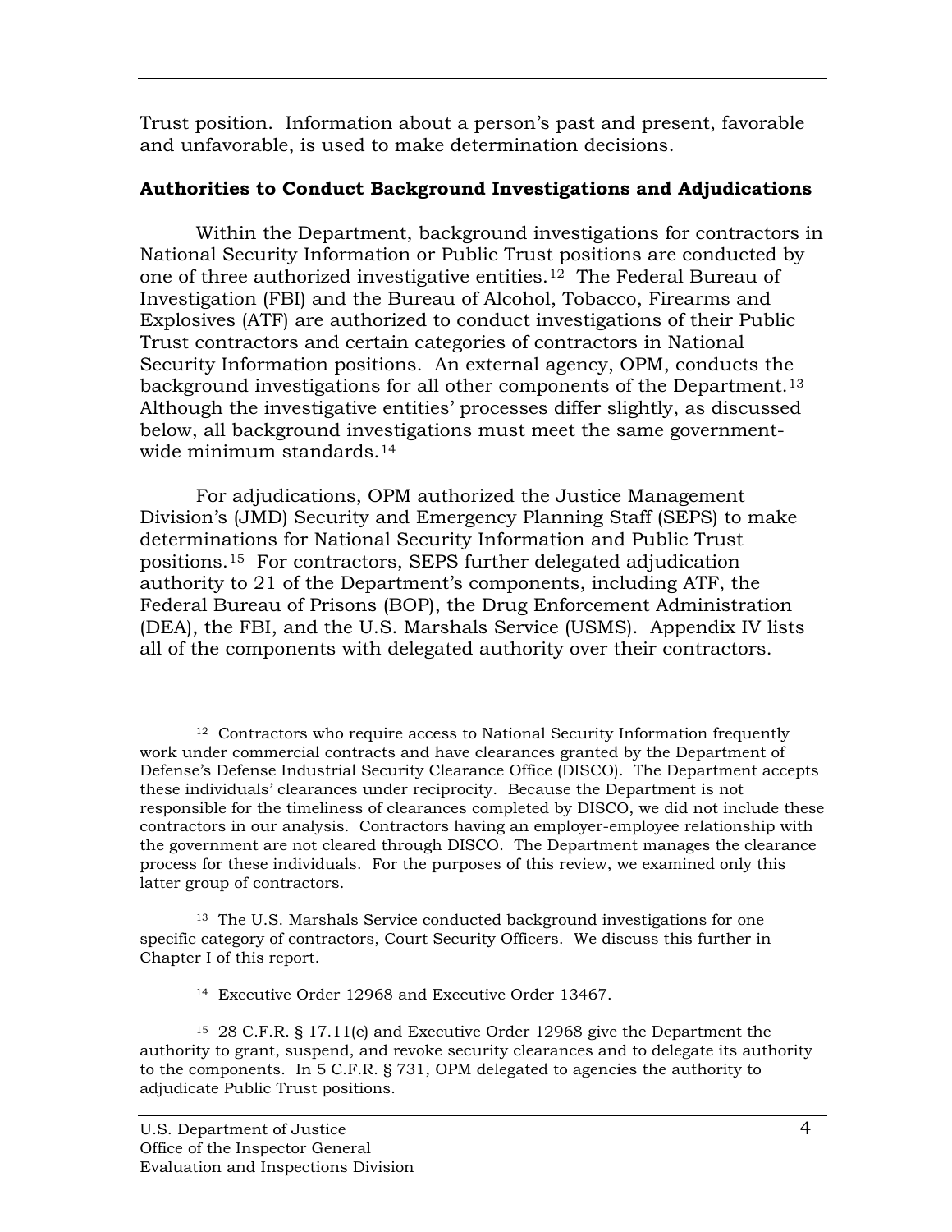Trust position. Information about a person's past and present, favorable and unfavorable, is used to make determination decisions.

**Authorities to Conduct Background Investigations and Adjudications**

Within the Department, background investigations for contractors in National Security Information or Public Trust positions are conducted by one of three authorized investigative entities.[12] The Federal Bureau of Investigation (FBI) and the Bureau of Alcohol, Tobacco, Firearms and Explosives (ATF) are authorized to conduct investigations of their Public Trust contractors and certain categories of contractors in National Security Information positions. An external agency, OPM, conducts the background investigations for all other components of the Department.[13] Although the investigative entities' processes differ slightly, as discussed below, all background investigations must meet the same government-wide minimum standards.[14]

For adjudications, OPM authorized the Justice Management Division's (JMD) Security and Emergency Planning Staff (SEPS) to make determinations for National Security Information and Public Trust positions.[15] For contractors, SEPS further delegated adjudication authority to 21 of the Department's components, including ATF, the Federal Bureau of Prisons (BOP), the Drug Enforcement Administration (DEA), the FBI, and the U.S. Marshals Service (USMS). Appendix IV lists all of the components with delegated authority over their contractors.

---

[12] Contractors who require access to National Security Information frequently work under commercial contracts and have clearances granted by the Department of Defense's Defense Industrial Security Clearance Office (DISCO). The Department accepts these individuals' clearances under reciprocity. Because the Department is not responsible for the timeliness of clearances completed by DISCO, we did not include these contractors in our analysis. Contractors having an employer-employee relationship with the government are not cleared through DISCO. The Department manages the clearance process for these individuals. For the purposes of this review, we examined only this latter group of contractors.

[13] The U.S. Marshals Service conducted background investigations for one specific category of contractors, Court Security Officers. We discuss this further in Chapter I of this report.

[14] Executive Order 12968 and Executive Order 13467.

[15] 28 C.F.R. § 17.11(c) and Executive Order 12968 give the Department the authority to grant, suspend, and revoke security clearances and to delegate its authority to the components. In 5 C.F.R. § 731, OPM delegated to agencies the authority to adjudicate Public Trust positions.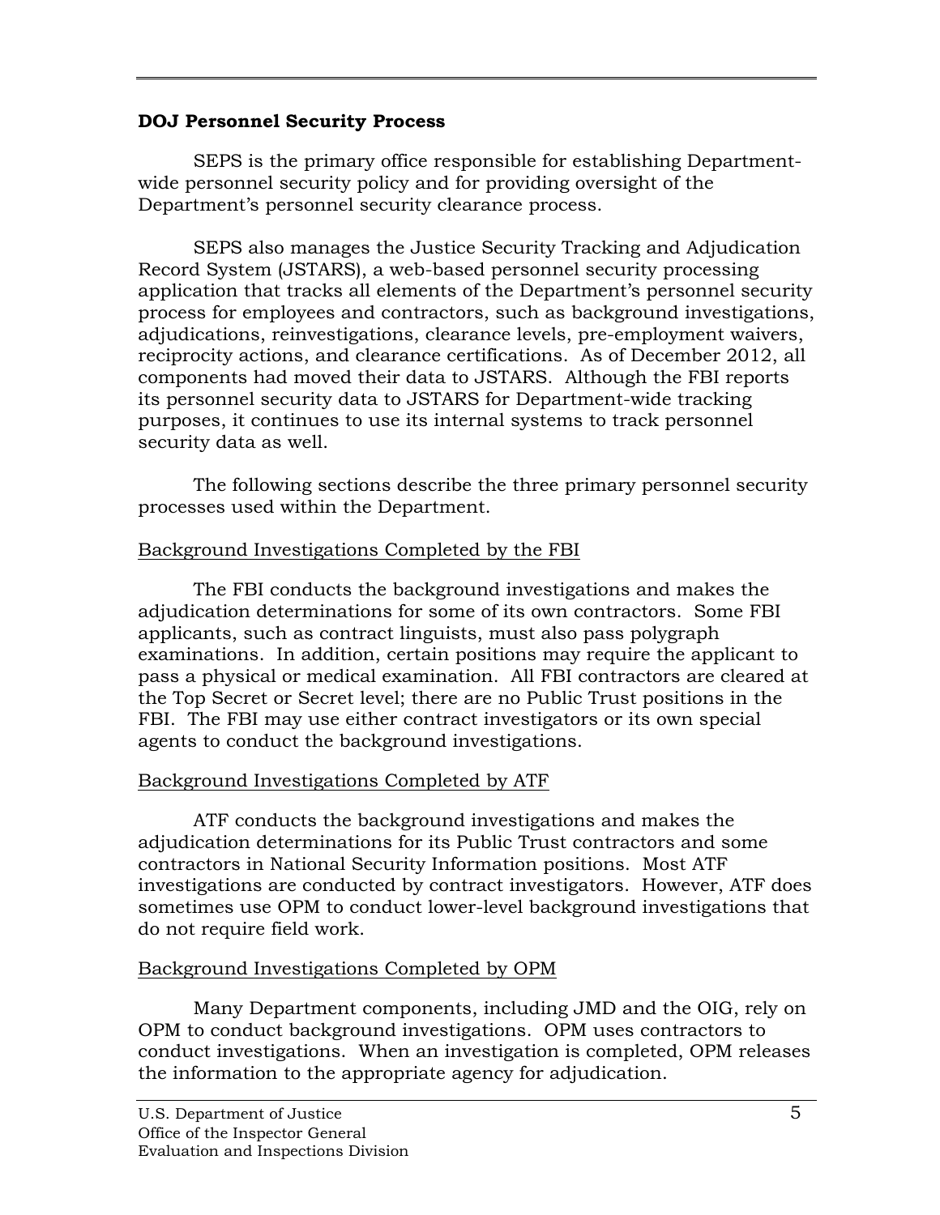## DOJ Personnel Security Process

SEPS is the primary office responsible for establishing Department-wide personnel security policy and for providing oversight of the Department's personnel security clearance process.

SEPS also manages the Justice Security Tracking and Adjudication Record System (JSTARS), a web-based personnel security processing application that tracks all elements of the Department's personnel security process for employees and contractors, such as background investigations, adjudications, reinvestigations, clearance levels, pre-employment waivers, reciprocity actions, and clearance certifications. As of December 2012, all components had moved their data to JSTARS. Although the FBI reports its personnel security data to JSTARS for Department-wide tracking purposes, it continues to use its internal systems to track personnel security data as well.

The following sections describe the three primary personnel security processes used within the Department.

### Background Investigations Completed by the FBI

The FBI conducts the background investigations and makes the adjudication determinations for some of its own contractors. Some FBI applicants, such as contract linguists, must also pass polygraph examinations. In addition, certain positions may require the applicant to pass a physical or medical examination. All FBI contractors are cleared at the Top Secret or Secret level; there are no Public Trust positions in the FBI. The FBI may use either contract investigators or its own special agents to conduct the background investigations.

### Background Investigations Completed by ATF

ATF conducts the background investigations and makes the adjudication determinations for its Public Trust contractors and some contractors in National Security Information positions. Most ATF investigations are conducted by contract investigators. However, ATF does sometimes use OPM to conduct lower-level background investigations that do not require field work.

### Background Investigations Completed by OPM

Many Department components, including JMD and the OIG, rely on OPM to conduct background investigations. OPM uses contractors to conduct investigations. When an investigation is completed, OPM releases the information to the appropriate agency for adjudication.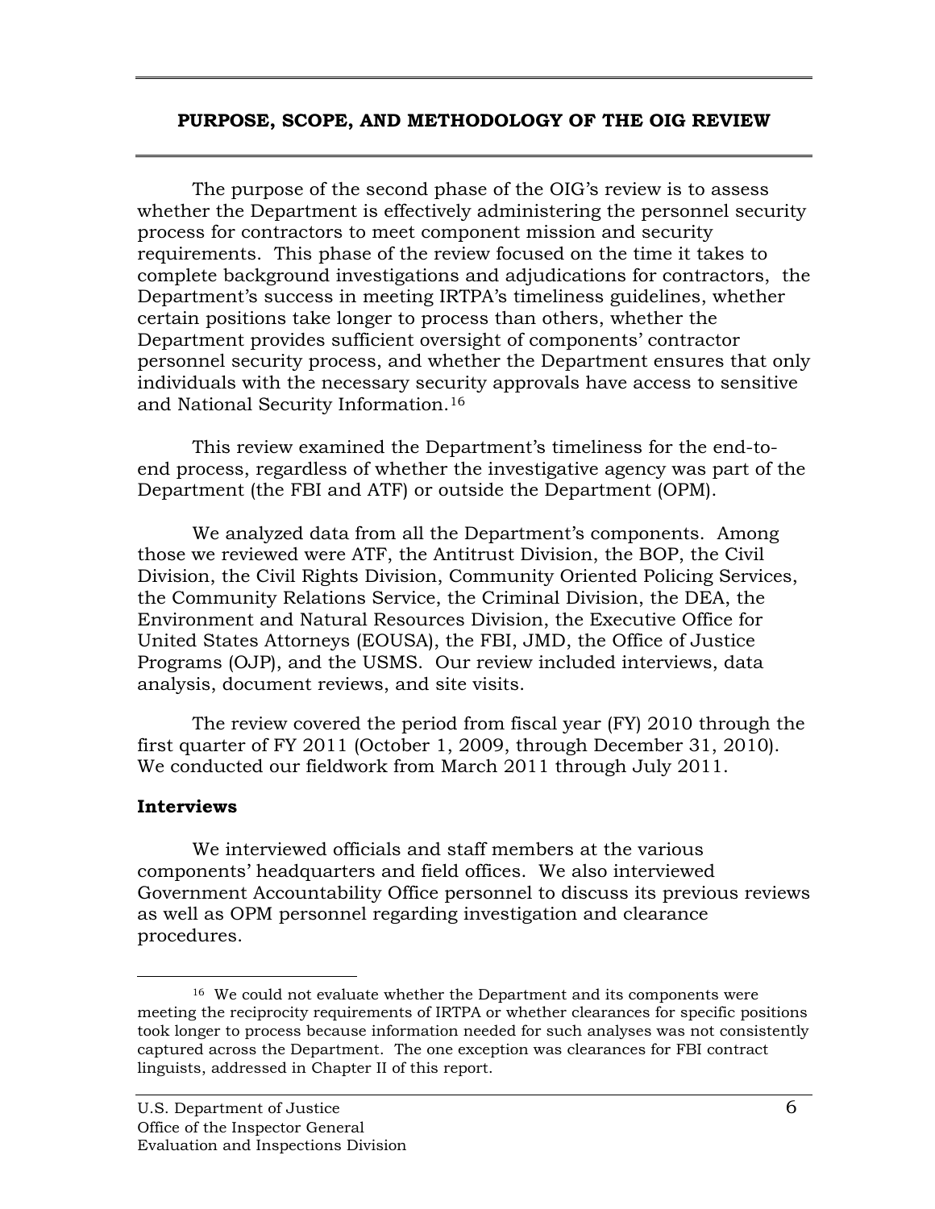## PURPOSE, SCOPE, AND METHODOLOGY OF THE OIG REVIEW

The purpose of the second phase of the OIG's review is to assess whether the Department is effectively administering the personnel security process for contractors to meet component mission and security requirements. This phase of the review focused on the time it takes to complete background investigations and adjudications for contractors, the Department's success in meeting IRTPA's timeliness guidelines, whether certain positions take longer to process than others, whether the Department provides sufficient oversight of components' contractor personnel security process, and whether the Department ensures that only individuals with the necessary security approvals have access to sensitive and National Security Information.[16]

This review examined the Department's timeliness for the end-to-end process, regardless of whether the investigative agency was part of the Department (the FBI and ATF) or outside the Department (OPM).

We analyzed data from all the Department's components. Among those we reviewed were ATF, the Antitrust Division, the BOP, the Civil Division, the Civil Rights Division, Community Oriented Policing Services, the Community Relations Service, the Criminal Division, the DEA, the Environment and Natural Resources Division, the Executive Office for United States Attorneys (EOUSA), the FBI, JMD, the Office of Justice Programs (OJP), and the USMS. Our review included interviews, data analysis, document reviews, and site visits.

The review covered the period from fiscal year (FY) 2010 through the first quarter of FY 2011 (October 1, 2009, through December 31, 2010). We conducted our fieldwork from March 2011 through July 2011.

### Interviews

We interviewed officials and staff members at the various components' headquarters and field offices. We also interviewed Government Accountability Office personnel to discuss its previous reviews as well as OPM personnel regarding investigation and clearance procedures.

---

[16] We could not evaluate whether the Department and its components were meeting the reciprocity requirements of IRTPA or whether clearances for specific positions took longer to process because information needed for such analyses was not consistently captured across the Department. The one exception was clearances for FBI contract linguists, addressed in Chapter II of this report.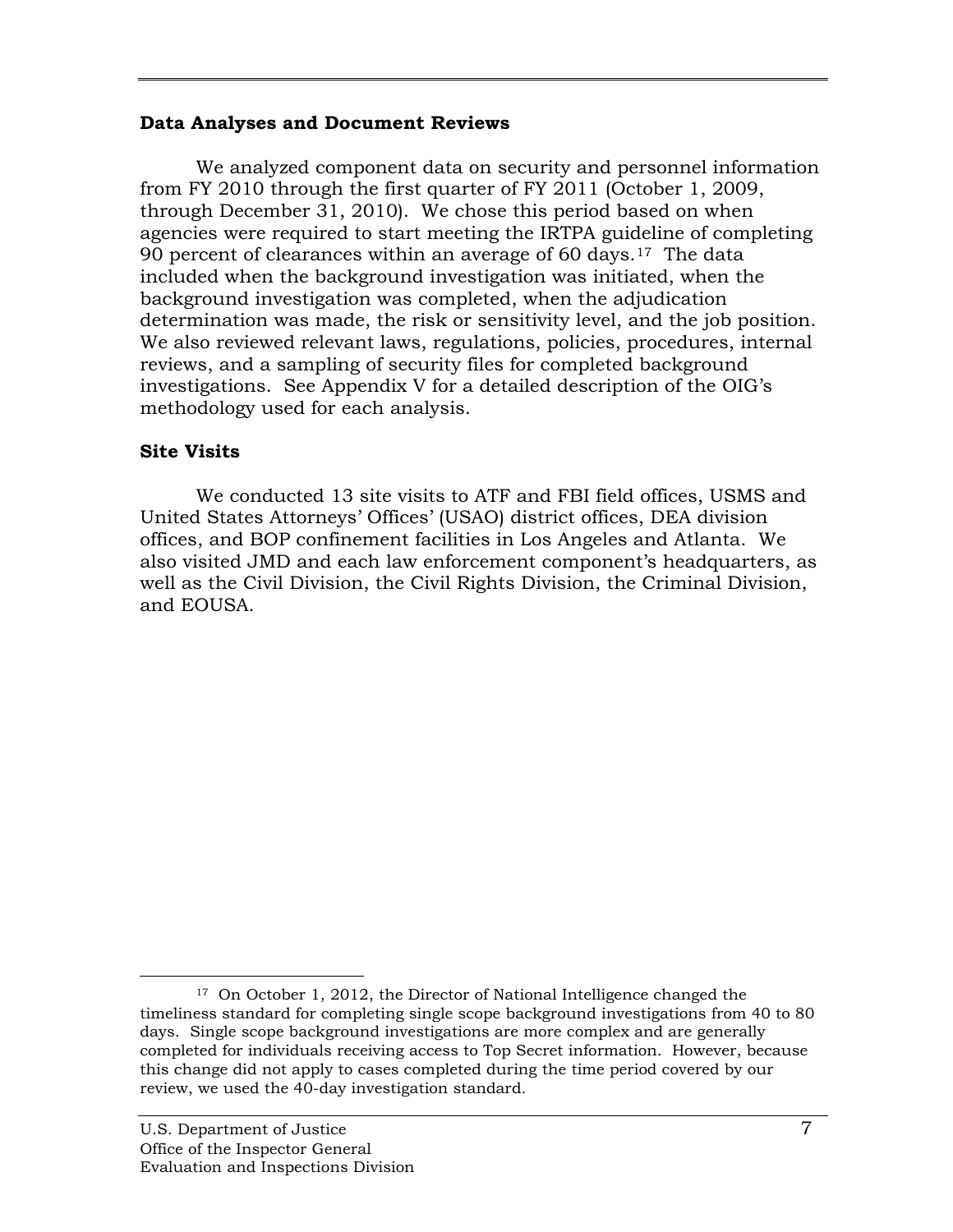### Data Analyses and Document Reviews

We analyzed component data on security and personnel information from FY 2010 through the first quarter of FY 2011 (October 1, 2009, through December 31, 2010). We chose this period based on when agencies were required to start meeting the IRTPA guideline of completing 90 percent of clearances within an average of 60 days.[17] The data included when the background investigation was initiated, when the background investigation was completed, when the adjudication determination was made, the risk or sensitivity level, and the job position. We also reviewed relevant laws, regulations, policies, procedures, internal reviews, and a sampling of security files for completed background investigations. See Appendix V for a detailed description of the OIG's methodology used for each analysis.

### Site Visits

We conducted 13 site visits to ATF and FBI field offices, USMS and United States Attorneys' Offices' (USAO) district offices, DEA division offices, and BOP confinement facilities in Los Angeles and Atlanta. We also visited JMD and each law enforcement component's headquarters, as well as the Civil Division, the Civil Rights Division, the Criminal Division, and EOUSA.

---

[17] On October 1, 2012, the Director of National Intelligence changed the timeliness standard for completing single scope background investigations from 40 to 80 days. Single scope background investigations are more complex and are generally completed for individuals receiving access to Top Secret information. However, because this change did not apply to cases completed during the time period covered by our review, we used the 40-day investigation standard.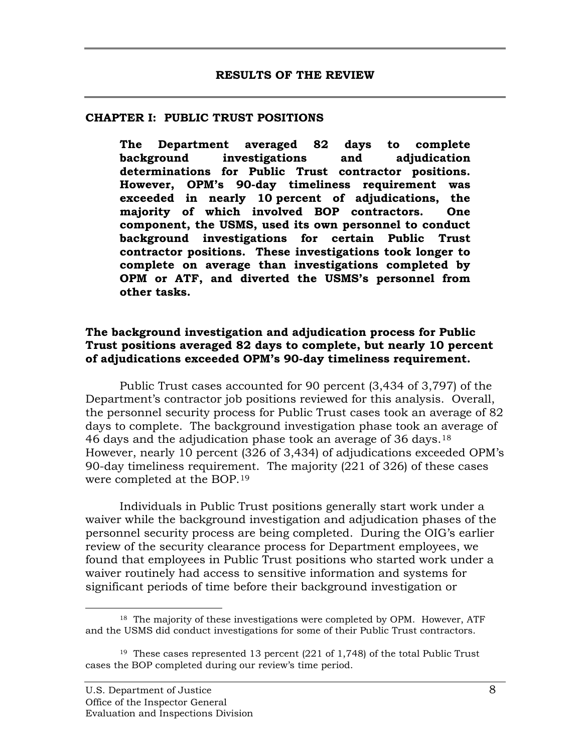# RESULTS OF THE REVIEW

## CHAPTER I: PUBLIC TRUST POSITIONS

> **The Department averaged 82 days to complete background investigations and adjudication determinations for Public Trust contractor positions. However, OPM's 90-day timeliness requirement was exceeded in nearly 10 percent of adjudications, the majority of which involved BOP contractors. One component, the USMS, used its own personnel to conduct background investigations for certain Public Trust contractor positions. These investigations took longer to complete on average than investigations completed by OPM or ATF, and diverted the USMS's personnel from other tasks.**

### The background investigation and adjudication process for Public Trust positions averaged 82 days to complete, but nearly 10 percent of adjudications exceeded OPM's 90-day timeliness requirement.

Public Trust cases accounted for 90 percent (3,434 of 3,797) of the Department's contractor job positions reviewed for this analysis. Overall, the personnel security process for Public Trust cases took an average of 82 days to complete. The background investigation phase took an average of 46 days and the adjudication phase took an average of 36 days.[18] However, nearly 10 percent (326 of 3,434) of adjudications exceeded OPM's 90-day timeliness requirement. The majority (221 of 326) of these cases were completed at the BOP.[19]

Individuals in Public Trust positions generally start work under a waiver while the background investigation and adjudication phases of the personnel security process are being completed. During the OIG's earlier review of the security clearance process for Department employees, we found that employees in Public Trust positions who started work under a waiver routinely had access to sensitive information and systems for significant periods of time before their background investigation or

---

[18] The majority of these investigations were completed by OPM. However, ATF and the USMS did conduct investigations for some of their Public Trust contractors.

[19] These cases represented 13 percent (221 of 1,748) of the total Public Trust cases the BOP completed during our review's time period.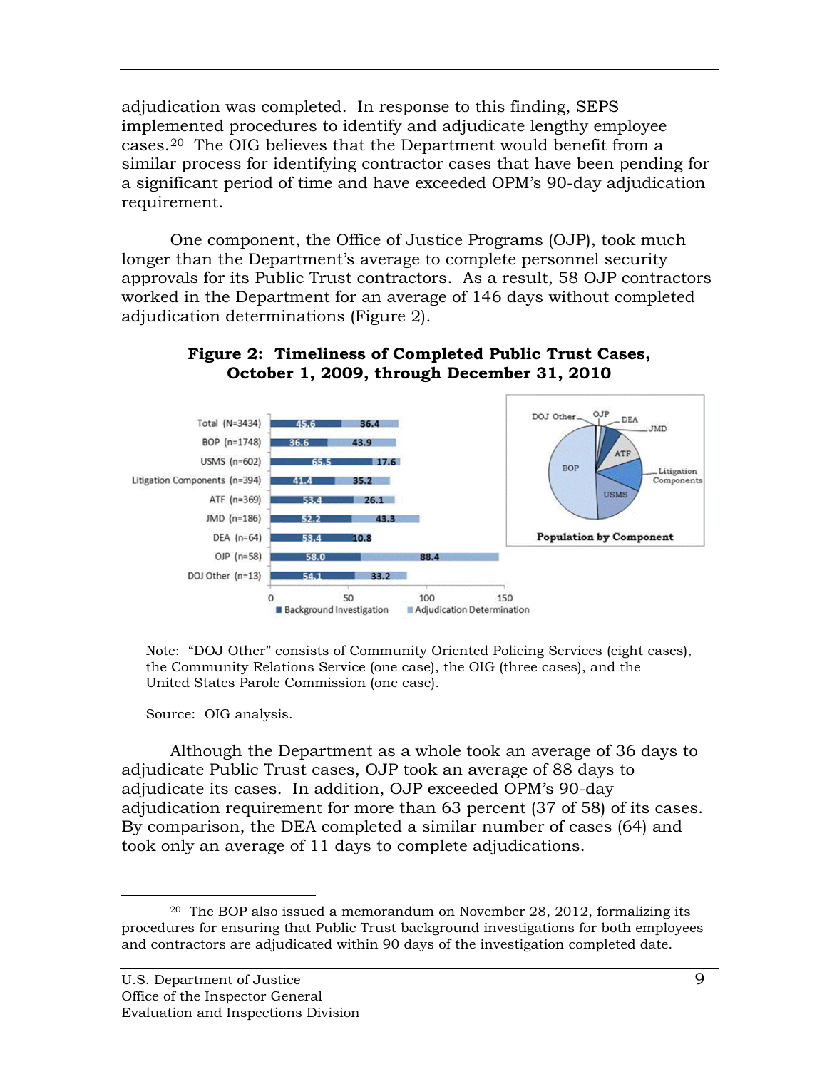adjudication was completed. In response to this finding, SEPS implemented procedures to identify and adjudicate lengthy employee cases.[20] The OIG believes that the Department would benefit from a similar process for identifying contractor cases that have been pending for a significant period of time and have exceeded OPM's 90-day adjudication requirement.

One component, the Office of Justice Programs (OJP), took much longer than the Department's average to complete personnel security approvals for its Public Trust contractors. As a result, 58 OJP contractors worked in the Department for an average of 146 days without completed adjudication determinations (Figure 2).

**Figure 2: Timeliness of Completed Public Trust Cases, October 1, 2009, through December 31, 2010**

| Component | Background Investigation | Adjudication Determination |
|---|---|---|
| Total (N=3434) | 45.6 | 36.4 |
| BOP (n=1748) | 36.6 | 43.9 |
| USMS (n=602) | 65.5 | 17.6 |
| Litigation Components (n=394) | 41.4 | 35.2 |
| ATF (n=369) | 53.4 | 26.1 |
| JMD (n=186) | 52.2 | 43.3 |
| DEA (n=64) | 53.4 | 10.8 |
| OJP (n=58) | 58.0 | 88.4 |
| DOJ Other (n=13) | 54.1 | 33.2 |

Population by Component

Note: "DOJ Other" consists of Community Oriented Policing Services (eight cases), the Community Relations Service (one case), the OIG (three cases), and the United States Parole Commission (one case).

Source: OIG analysis.

Although the Department as a whole took an average of 36 days to adjudicate Public Trust cases, OJP took an average of 88 days to adjudicate its cases. In addition, OJP exceeded OPM's 90-day adjudication requirement for more than 63 percent (37 of 58) of its cases. By comparison, the DEA completed a similar number of cases (64) and took only an average of 11 days to complete adjudications.

[20] The BOP also issued a memorandum on November 28, 2012, formalizing its procedures for ensuring that Public Trust background investigations for both employees and contractors are adjudicated within 90 days of the investigation completed date.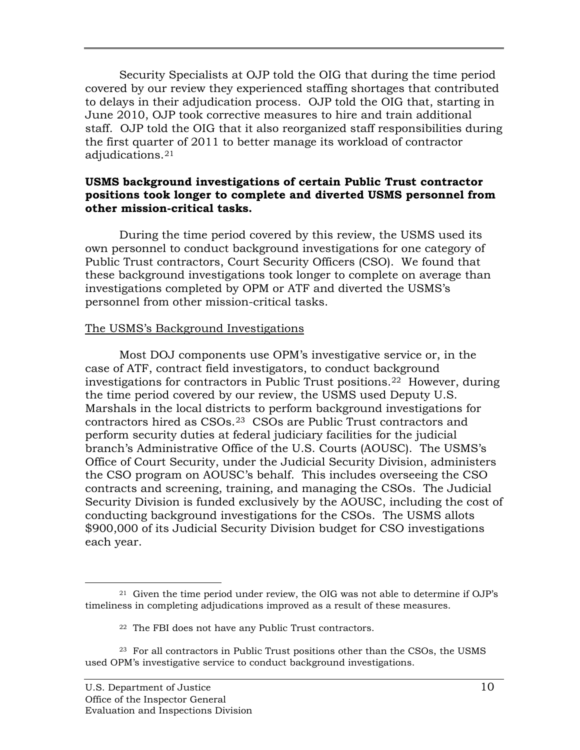Security Specialists at OJP told the OIG that during the time period covered by our review they experienced staffing shortages that contributed to delays in their adjudication process. OJP told the OIG that, starting in June 2010, OJP took corrective measures to hire and train additional staff. OJP told the OIG that it also reorganized staff responsibilities during the first quarter of 2011 to better manage its workload of contractor adjudications.[21]

**USMS background investigations of certain Public Trust contractor positions took longer to complete and diverted USMS personnel from other mission-critical tasks.**

During the time period covered by this review, the USMS used its own personnel to conduct background investigations for one category of Public Trust contractors, Court Security Officers (CSO). We found that these background investigations took longer to complete on average than investigations completed by OPM or ATF and diverted the USMS's personnel from other mission-critical tasks.

The USMS's Background Investigations

Most DOJ components use OPM's investigative service or, in the case of ATF, contract field investigators, to conduct background investigations for contractors in Public Trust positions.[22] However, during the time period covered by our review, the USMS used Deputy U.S. Marshals in the local districts to perform background investigations for contractors hired as CSOs.[23] CSOs are Public Trust contractors and perform security duties at federal judiciary facilities for the judicial branch's Administrative Office of the U.S. Courts (AOUSC). The USMS's Office of Court Security, under the Judicial Security Division, administers the CSO program on AOUSC's behalf. This includes overseeing the CSO contracts and screening, training, and managing the CSOs. The Judicial Security Division is funded exclusively by the AOUSC, including the cost of conducting background investigations for the CSOs. The USMS allots $900,000 of its Judicial Security Division budget for CSO investigations each year.

---

[21] Given the time period under review, the OIG was not able to determine if OJP's timeliness in completing adjudications improved as a result of these measures.

[22] The FBI does not have any Public Trust contractors.

[23] For all contractors in Public Trust positions other than the CSOs, the USMS used OPM's investigative service to conduct background investigations.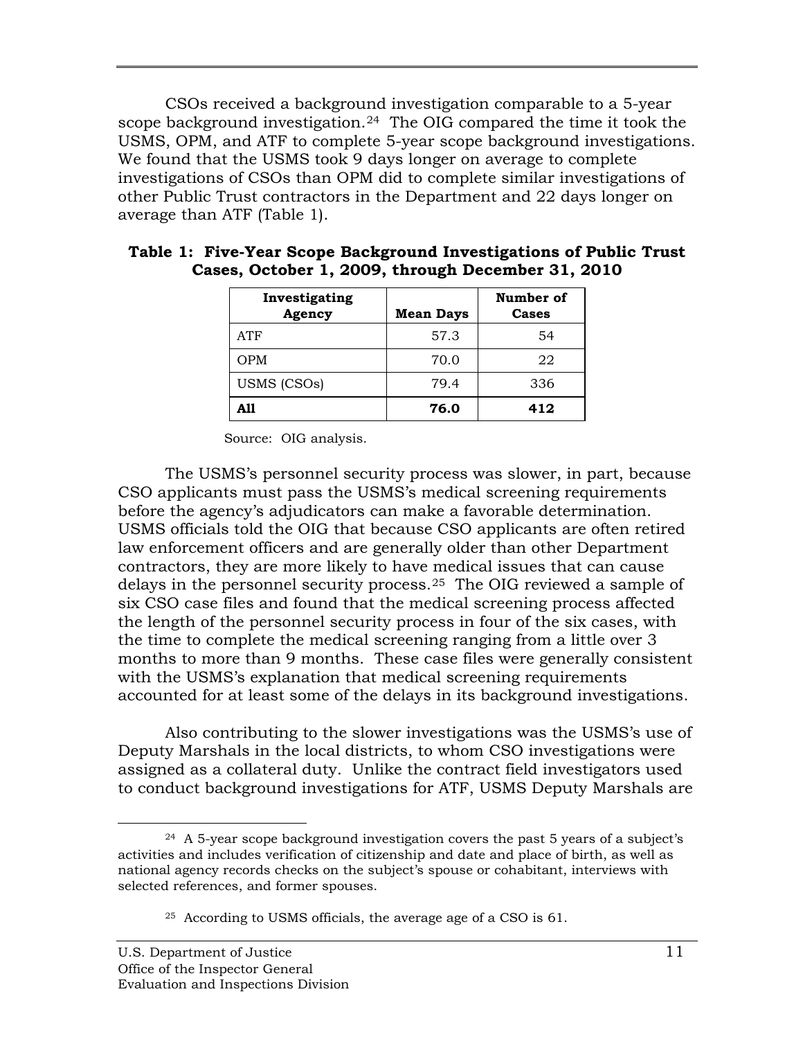CSOs received a background investigation comparable to a 5-year scope background investigation.[24] The OIG compared the time it took the USMS, OPM, and ATF to complete 5-year scope background investigations. We found that the USMS took 9 days longer on average to complete investigations of CSOs than OPM did to complete similar investigations of other Public Trust contractors in the Department and 22 days longer on average than ATF (Table 1).

**Table 1: Five-Year Scope Background Investigations of Public Trust Cases, October 1, 2009, through December 31, 2010**

| Investigating Agency | Mean Days | Number of Cases |
|---|---|---|
| ATF | 57.3 | 54 |
| OPM | 70.0 | 22 |
| USMS (CSOs) | 79.4 | 336 |
| **All** | **76.0** | **412** |

Source: OIG analysis.

The USMS's personnel security process was slower, in part, because CSO applicants must pass the USMS's medical screening requirements before the agency's adjudicators can make a favorable determination. USMS officials told the OIG that because CSO applicants are often retired law enforcement officers and are generally older than other Department contractors, they are more likely to have medical issues that can cause delays in the personnel security process.[25] The OIG reviewed a sample of six CSO case files and found that the medical screening process affected the length of the personnel security process in four of the six cases, with the time to complete the medical screening ranging from a little over 3 months to more than 9 months. These case files were generally consistent with the USMS's explanation that medical screening requirements accounted for at least some of the delays in its background investigations.

Also contributing to the slower investigations was the USMS's use of Deputy Marshals in the local districts, to whom CSO investigations were assigned as a collateral duty. Unlike the contract field investigators used to conduct background investigations for ATF, USMS Deputy Marshals are

---

[24] A 5-year scope background investigation covers the past 5 years of a subject's activities and includes verification of citizenship and date and place of birth, as well as national agency records checks on the subject's spouse or cohabitant, interviews with selected references, and former spouses.

[25] According to USMS officials, the average age of a CSO is 61.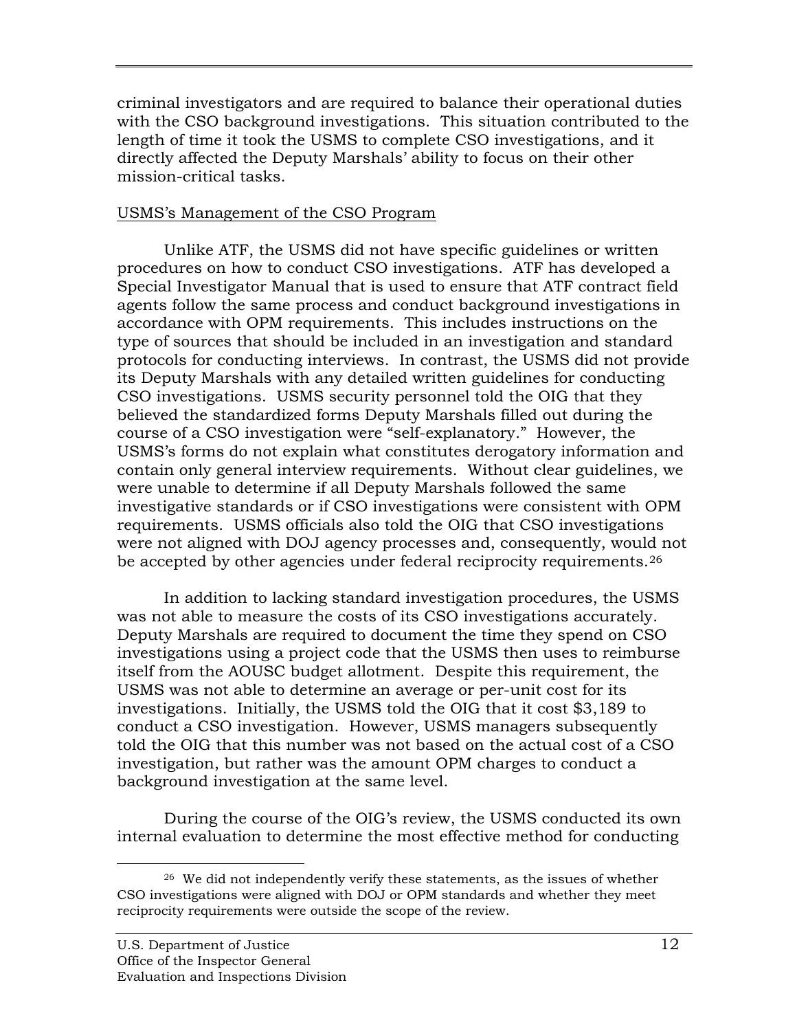criminal investigators and are required to balance their operational duties with the CSO background investigations. This situation contributed to the length of time it took the USMS to complete CSO investigations, and it directly affected the Deputy Marshals' ability to focus on their other mission-critical tasks.

<u>USMS's Management of the CSO Program</u>

Unlike ATF, the USMS did not have specific guidelines or written procedures on how to conduct CSO investigations. ATF has developed a Special Investigator Manual that is used to ensure that ATF contract field agents follow the same process and conduct background investigations in accordance with OPM requirements. This includes instructions on the type of sources that should be included in an investigation and standard protocols for conducting interviews. In contrast, the USMS did not provide its Deputy Marshals with any detailed written guidelines for conducting CSO investigations. USMS security personnel told the OIG that they believed the standardized forms Deputy Marshals filled out during the course of a CSO investigation were "self-explanatory." However, the USMS's forms do not explain what constitutes derogatory information and contain only general interview requirements. Without clear guidelines, we were unable to determine if all Deputy Marshals followed the same investigative standards or if CSO investigations were consistent with OPM requirements. USMS officials also told the OIG that CSO investigations were not aligned with DOJ agency processes and, consequently, would not be accepted by other agencies under federal reciprocity requirements.[26]

In addition to lacking standard investigation procedures, the USMS was not able to measure the costs of its CSO investigations accurately. Deputy Marshals are required to document the time they spend on CSO investigations using a project code that the USMS then uses to reimburse itself from the AOUSC budget allotment. Despite this requirement, the USMS was not able to determine an average or per-unit cost for its investigations. Initially, the USMS told the OIG that it cost $3,189 to conduct a CSO investigation. However, USMS managers subsequently told the OIG that this number was not based on the actual cost of a CSO investigation, but rather was the amount OPM charges to conduct a background investigation at the same level.

During the course of the OIG's review, the USMS conducted its own internal evaluation to determine the most effective method for conducting

---

[26] We did not independently verify these statements, as the issues of whether CSO investigations were aligned with DOJ or OPM standards and whether they meet reciprocity requirements were outside the scope of the review.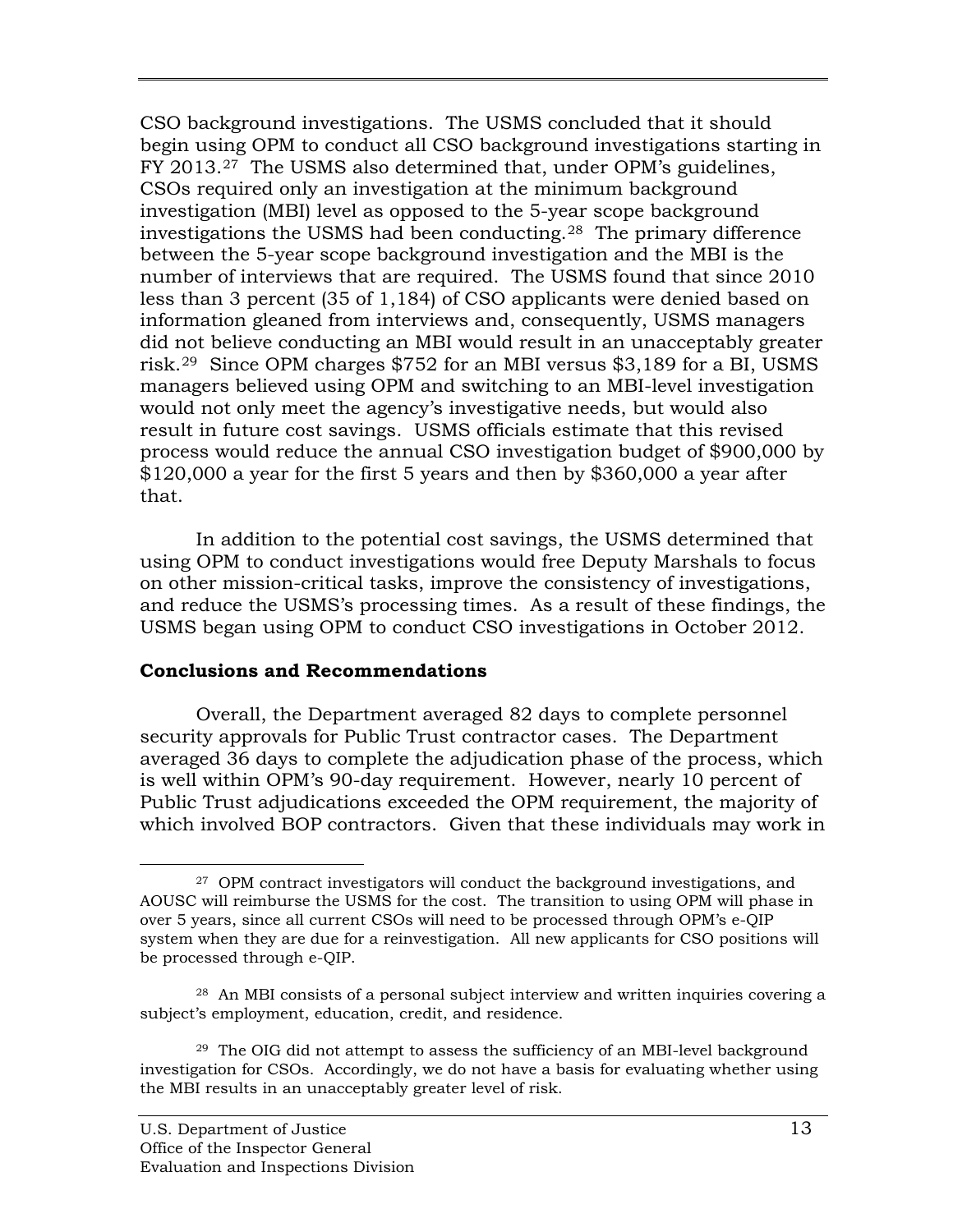CSO background investigations. The USMS concluded that it should begin using OPM to conduct all CSO background investigations starting in FY 2013.[27] The USMS also determined that, under OPM's guidelines, CSOs required only an investigation at the minimum background investigation (MBI) level as opposed to the 5-year scope background investigations the USMS had been conducting.[28] The primary difference between the 5-year scope background investigation and the MBI is the number of interviews that are required. The USMS found that since 2010 less than 3 percent (35 of 1,184) of CSO applicants were denied based on information gleaned from interviews and, consequently, USMS managers did not believe conducting an MBI would result in an unacceptably greater risk.[29] Since OPM charges $752 for an MBI versus $3,189 for a BI, USMS managers believed using OPM and switching to an MBI-level investigation would not only meet the agency's investigative needs, but would also result in future cost savings. USMS officials estimate that this revised process would reduce the annual CSO investigation budget of $900,000 by $120,000 a year for the first 5 years and then by $360,000 a year after that.

In addition to the potential cost savings, the USMS determined that using OPM to conduct investigations would free Deputy Marshals to focus on other mission-critical tasks, improve the consistency of investigations, and reduce the USMS's processing times. As a result of these findings, the USMS began using OPM to conduct CSO investigations in October 2012.

**Conclusions and Recommendations**

Overall, the Department averaged 82 days to complete personnel security approvals for Public Trust contractor cases. The Department averaged 36 days to complete the adjudication phase of the process, which is well within OPM's 90-day requirement. However, nearly 10 percent of Public Trust adjudications exceeded the OPM requirement, the majority of which involved BOP contractors. Given that these individuals may work in

---

[27] OPM contract investigators will conduct the background investigations, and AOUSC will reimburse the USMS for the cost. The transition to using OPM will phase in over 5 years, since all current CSOs will need to be processed through OPM's e-QIP system when they are due for a reinvestigation. All new applicants for CSO positions will be processed through e-QIP.

[28] An MBI consists of a personal subject interview and written inquiries covering a subject's employment, education, credit, and residence.

[29] The OIG did not attempt to assess the sufficiency of an MBI-level background investigation for CSOs. Accordingly, we do not have a basis for evaluating whether using the MBI results in an unacceptably greater level of risk.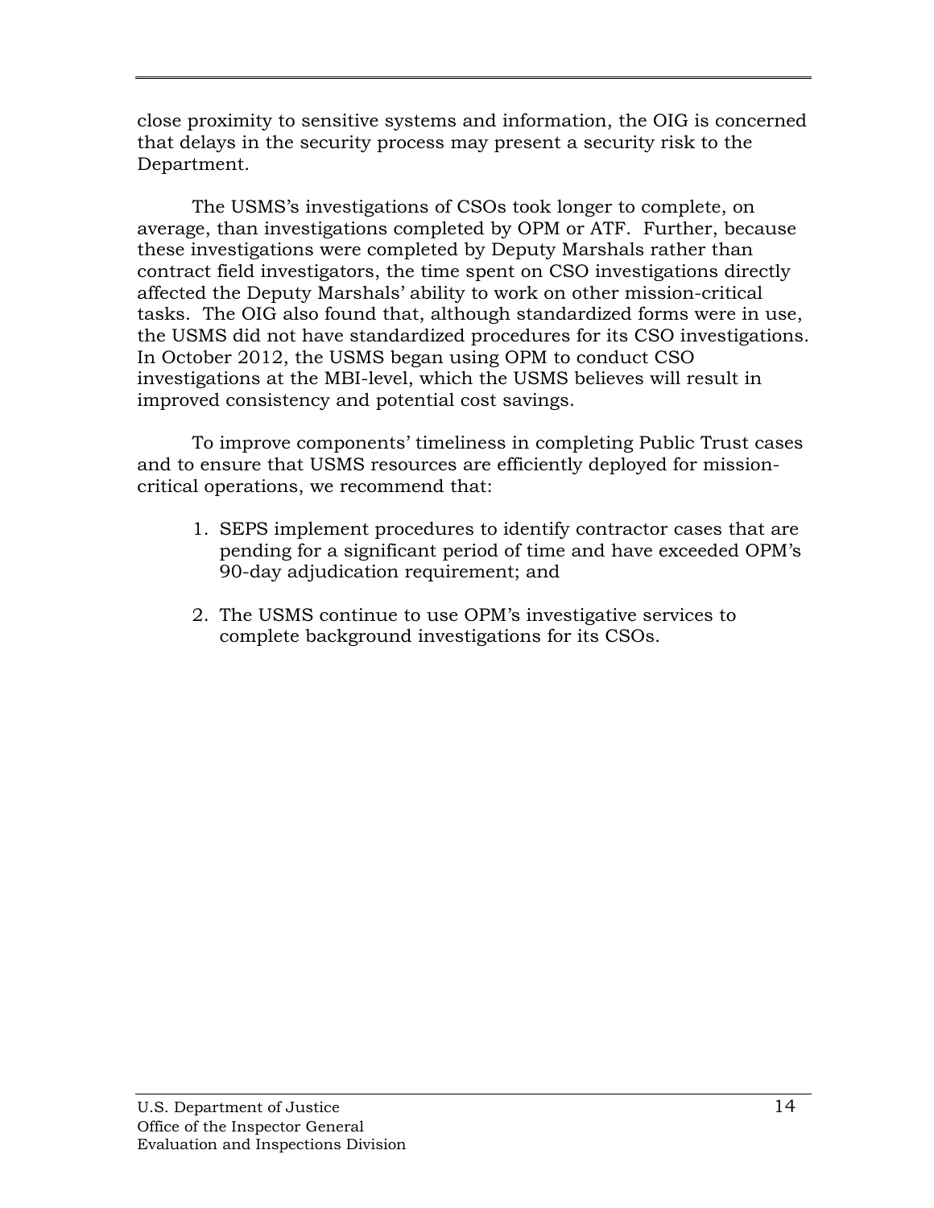close proximity to sensitive systems and information, the OIG is concerned that delays in the security process may present a security risk to the Department.

The USMS's investigations of CSOs took longer to complete, on average, than investigations completed by OPM or ATF. Further, because these investigations were completed by Deputy Marshals rather than contract field investigators, the time spent on CSO investigations directly affected the Deputy Marshals' ability to work on other mission-critical tasks. The OIG also found that, although standardized forms were in use, the USMS did not have standardized procedures for its CSO investigations. In October 2012, the USMS began using OPM to conduct CSO investigations at the MBI-level, which the USMS believes will result in improved consistency and potential cost savings.

To improve components' timeliness in completing Public Trust cases and to ensure that USMS resources are efficiently deployed for mission-critical operations, we recommend that:

1. SEPS implement procedures to identify contractor cases that are pending for a significant period of time and have exceeded OPM's 90-day adjudication requirement; and

2. The USMS continue to use OPM's investigative services to complete background investigations for its CSOs.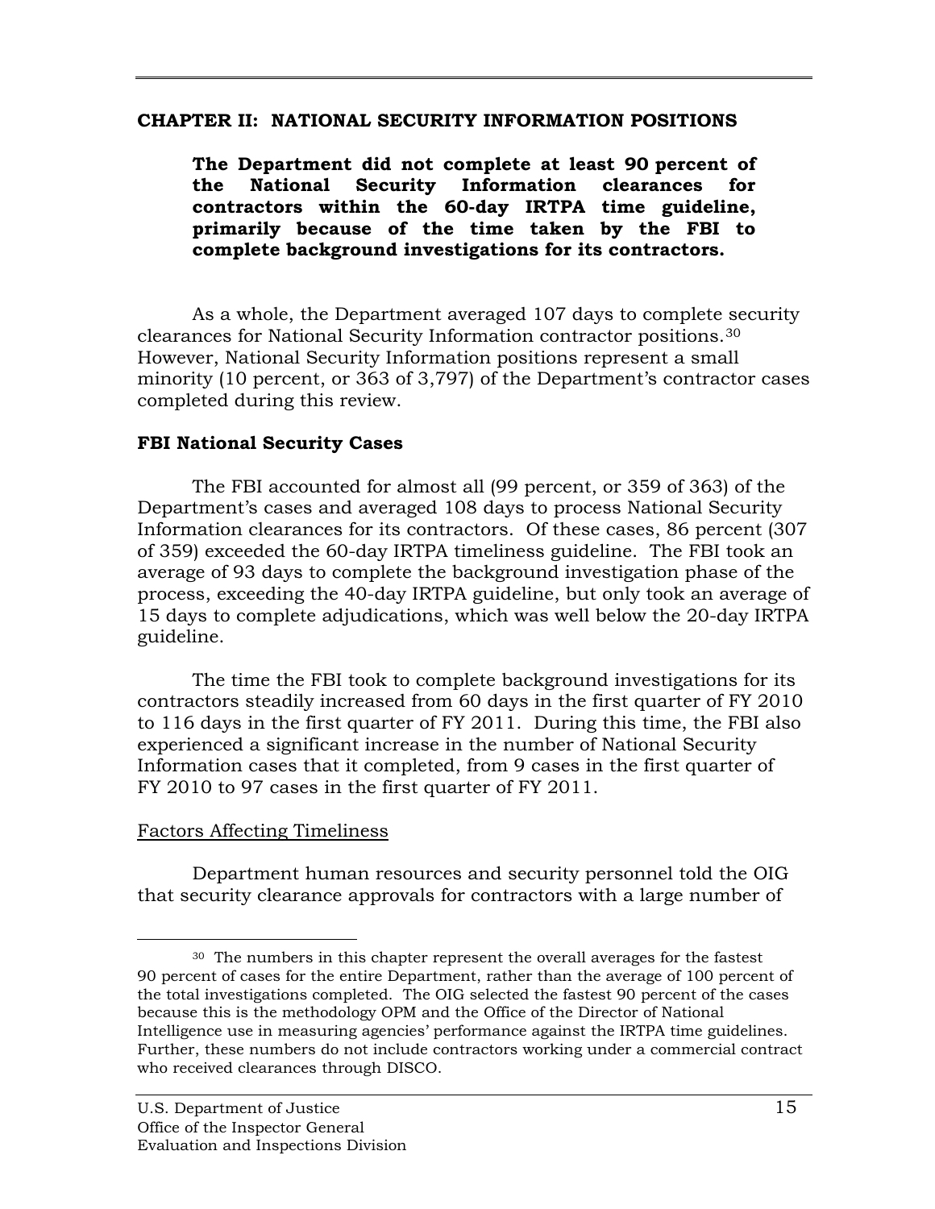## CHAPTER II: NATIONAL SECURITY INFORMATION POSITIONS

**The Department did not complete at least 90 percent of the National Security Information clearances for contractors within the 60-day IRTPA time guideline, primarily because of the time taken by the FBI to complete background investigations for its contractors.**

As a whole, the Department averaged 107 days to complete security clearances for National Security Information contractor positions.[30] However, National Security Information positions represent a small minority (10 percent, or 363 of 3,797) of the Department's contractor cases completed during this review.

### FBI National Security Cases

The FBI accounted for almost all (99 percent, or 359 of 363) of the Department's cases and averaged 108 days to process National Security Information clearances for its contractors. Of these cases, 86 percent (307 of 359) exceeded the 60-day IRTPA timeliness guideline. The FBI took an average of 93 days to complete the background investigation phase of the process, exceeding the 40-day IRTPA guideline, but only took an average of 15 days to complete adjudications, which was well below the 20-day IRTPA guideline.

The time the FBI took to complete background investigations for its contractors steadily increased from 60 days in the first quarter of FY 2010 to 116 days in the first quarter of FY 2011. During this time, the FBI also experienced a significant increase in the number of National Security Information cases that it completed, from 9 cases in the first quarter of FY 2010 to 97 cases in the first quarter of FY 2011.

#### Factors Affecting Timeliness

Department human resources and security personnel told the OIG that security clearance approvals for contractors with a large number of

---

[30] The numbers in this chapter represent the overall averages for the fastest 90 percent of cases for the entire Department, rather than the average of 100 percent of the total investigations completed. The OIG selected the fastest 90 percent of the cases because this is the methodology OPM and the Office of the Director of National Intelligence use in measuring agencies' performance against the IRTPA time guidelines. Further, these numbers do not include contractors working under a commercial contract who received clearances through DISCO.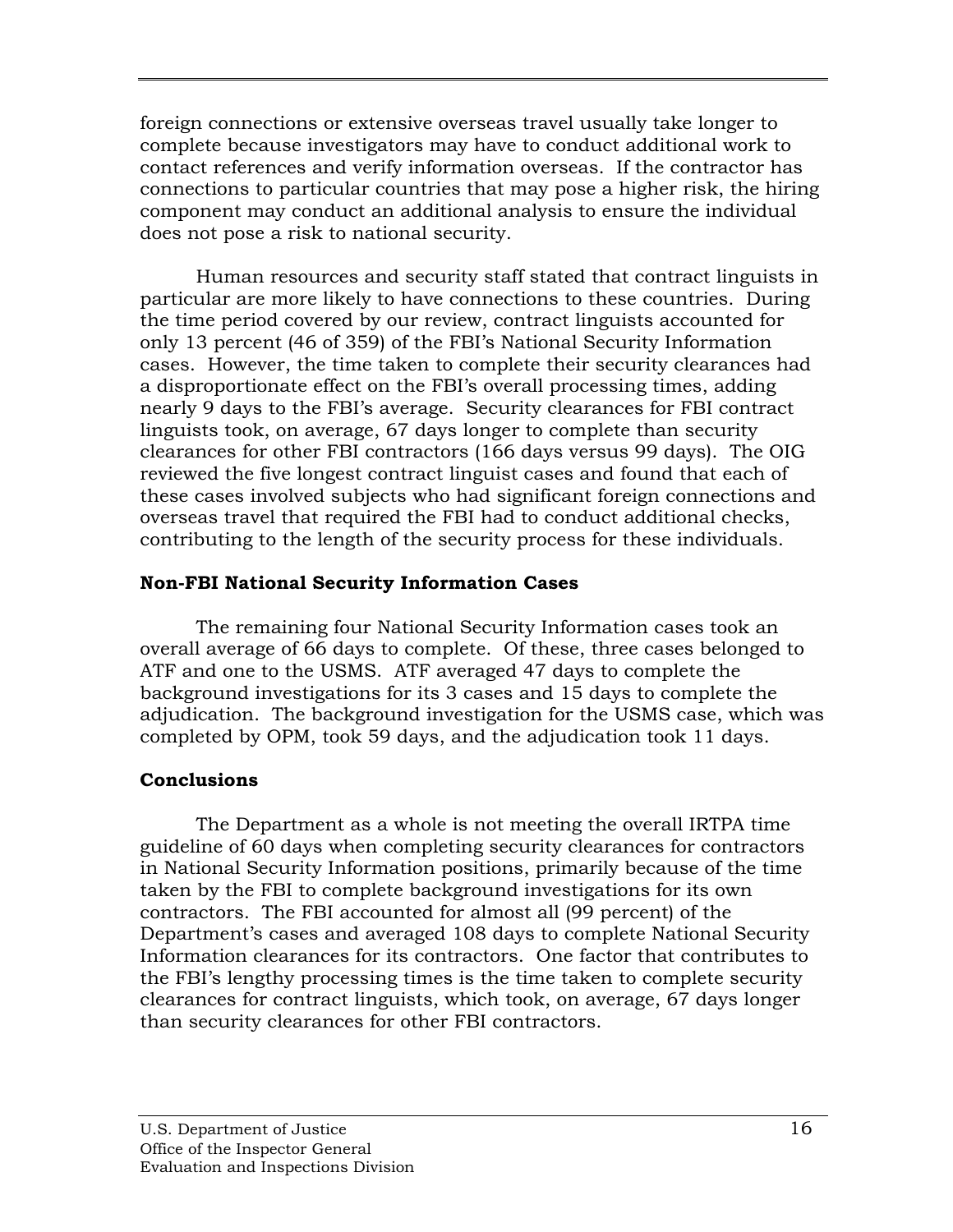foreign connections or extensive overseas travel usually take longer to complete because investigators may have to conduct additional work to contact references and verify information overseas. If the contractor has connections to particular countries that may pose a higher risk, the hiring component may conduct an additional analysis to ensure the individual does not pose a risk to national security.

Human resources and security staff stated that contract linguists in particular are more likely to have connections to these countries. During the time period covered by our review, contract linguists accounted for only 13 percent (46 of 359) of the FBI's National Security Information cases. However, the time taken to complete their security clearances had a disproportionate effect on the FBI's overall processing times, adding nearly 9 days to the FBI's average. Security clearances for FBI contract linguists took, on average, 67 days longer to complete than security clearances for other FBI contractors (166 days versus 99 days). The OIG reviewed the five longest contract linguist cases and found that each of these cases involved subjects who had significant foreign connections and overseas travel that required the FBI had to conduct additional checks, contributing to the length of the security process for these individuals.

### Non-FBI National Security Information Cases

The remaining four National Security Information cases took an overall average of 66 days to complete. Of these, three cases belonged to ATF and one to the USMS. ATF averaged 47 days to complete the background investigations for its 3 cases and 15 days to complete the adjudication. The background investigation for the USMS case, which was completed by OPM, took 59 days, and the adjudication took 11 days.

### Conclusions

The Department as a whole is not meeting the overall IRTPA time guideline of 60 days when completing security clearances for contractors in National Security Information positions, primarily because of the time taken by the FBI to complete background investigations for its own contractors. The FBI accounted for almost all (99 percent) of the Department's cases and averaged 108 days to complete National Security Information clearances for its contractors. One factor that contributes to the FBI's lengthy processing times is the time taken to complete security clearances for contract linguists, which took, on average, 67 days longer than security clearances for other FBI contractors.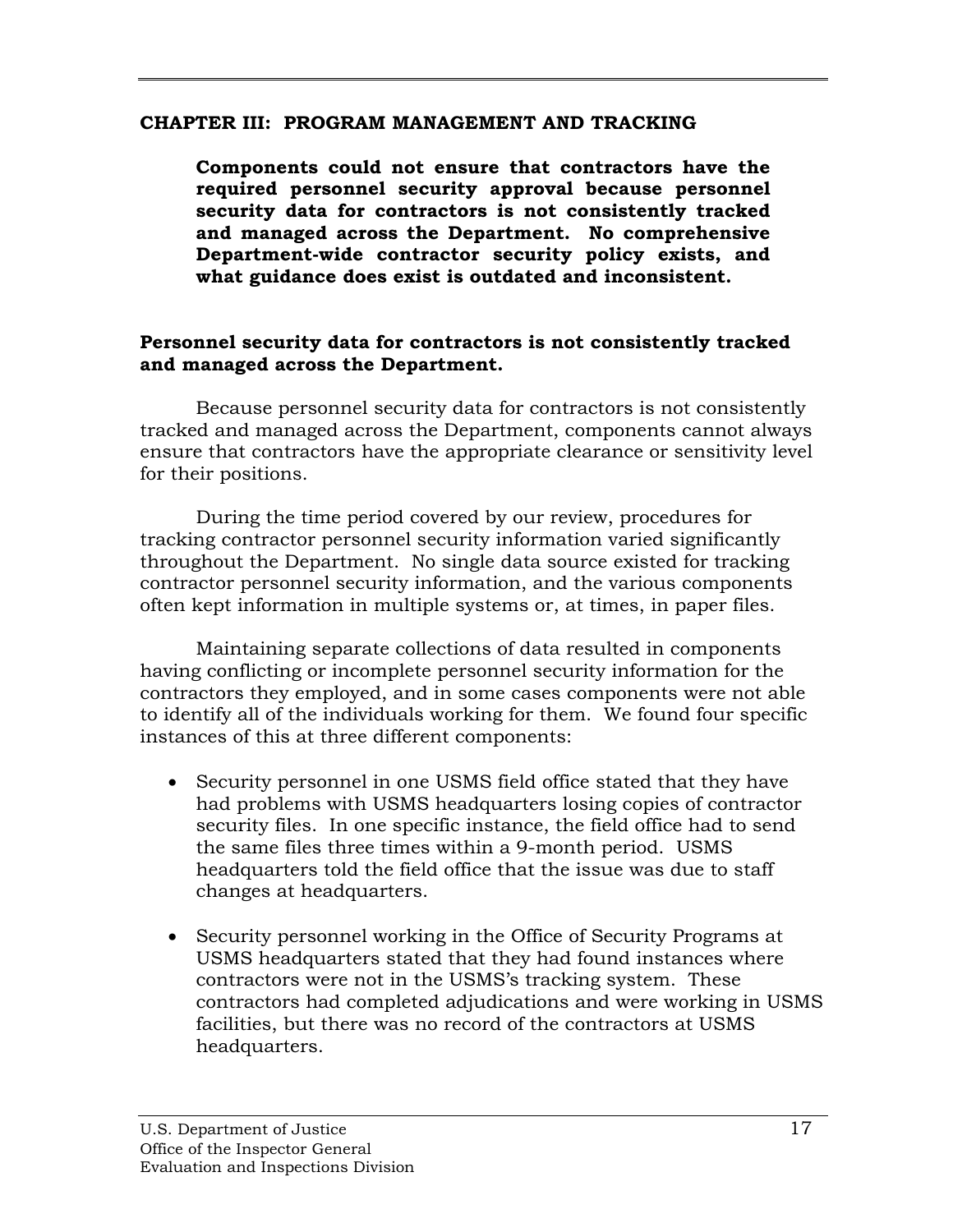## CHAPTER III: PROGRAM MANAGEMENT AND TRACKING

**Components could not ensure that contractors have the required personnel security approval because personnel security data for contractors is not consistently tracked and managed across the Department. No comprehensive Department-wide contractor security policy exists, and what guidance does exist is outdated and inconsistent.**

### Personnel security data for contractors is not consistently tracked and managed across the Department.

Because personnel security data for contractors is not consistently tracked and managed across the Department, components cannot always ensure that contractors have the appropriate clearance or sensitivity level for their positions.

During the time period covered by our review, procedures for tracking contractor personnel security information varied significantly throughout the Department. No single data source existed for tracking contractor personnel security information, and the various components often kept information in multiple systems or, at times, in paper files.

Maintaining separate collections of data resulted in components having conflicting or incomplete personnel security information for the contractors they employed, and in some cases components were not able to identify all of the individuals working for them. We found four specific instances of this at three different components:

- Security personnel in one USMS field office stated that they have had problems with USMS headquarters losing copies of contractor security files. In one specific instance, the field office had to send the same files three times within a 9-month period. USMS headquarters told the field office that the issue was due to staff changes at headquarters.

- Security personnel working in the Office of Security Programs at USMS headquarters stated that they had found instances where contractors were not in the USMS's tracking system. These contractors had completed adjudications and were working in USMS facilities, but there was no record of the contractors at USMS headquarters.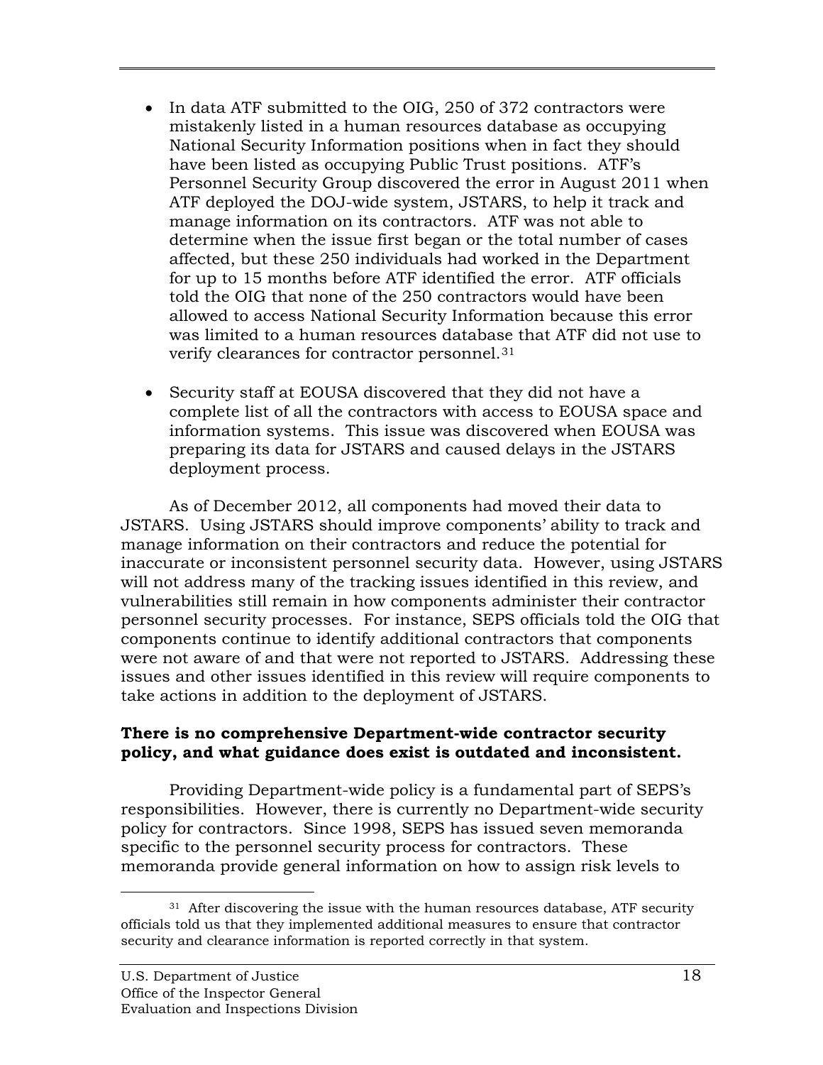- In data ATF submitted to the OIG, 250 of 372 contractors were mistakenly listed in a human resources database as occupying National Security Information positions when in fact they should have been listed as occupying Public Trust positions. ATF's Personnel Security Group discovered the error in August 2011 when ATF deployed the DOJ-wide system, JSTARS, to help it track and manage information on its contractors. ATF was not able to determine when the issue first began or the total number of cases affected, but these 250 individuals had worked in the Department for up to 15 months before ATF identified the error. ATF officials told the OIG that none of the 250 contractors would have been allowed to access National Security Information because this error was limited to a human resources database that ATF did not use to verify clearances for contractor personnel.[31]

- Security staff at EOUSA discovered that they did not have a complete list of all the contractors with access to EOUSA space and information systems. This issue was discovered when EOUSA was preparing its data for JSTARS and caused delays in the JSTARS deployment process.

As of December 2012, all components had moved their data to JSTARS. Using JSTARS should improve components' ability to track and manage information on their contractors and reduce the potential for inaccurate or inconsistent personnel security data. However, using JSTARS will not address many of the tracking issues identified in this review, and vulnerabilities still remain in how components administer their contractor personnel security processes. For instance, SEPS officials told the OIG that components continue to identify additional contractors that components were not aware of and that were not reported to JSTARS. Addressing these issues and other issues identified in this review will require components to take actions in addition to the deployment of JSTARS.

**There is no comprehensive Department-wide contractor security policy, and what guidance does exist is outdated and inconsistent.**

Providing Department-wide policy is a fundamental part of SEPS's responsibilities. However, there is currently no Department-wide security policy for contractors. Since 1998, SEPS has issued seven memoranda specific to the personnel security process for contractors. These memoranda provide general information on how to assign risk levels to

---

[31] After discovering the issue with the human resources database, ATF security officials told us that they implemented additional measures to ensure that contractor security and clearance information is reported correctly in that system.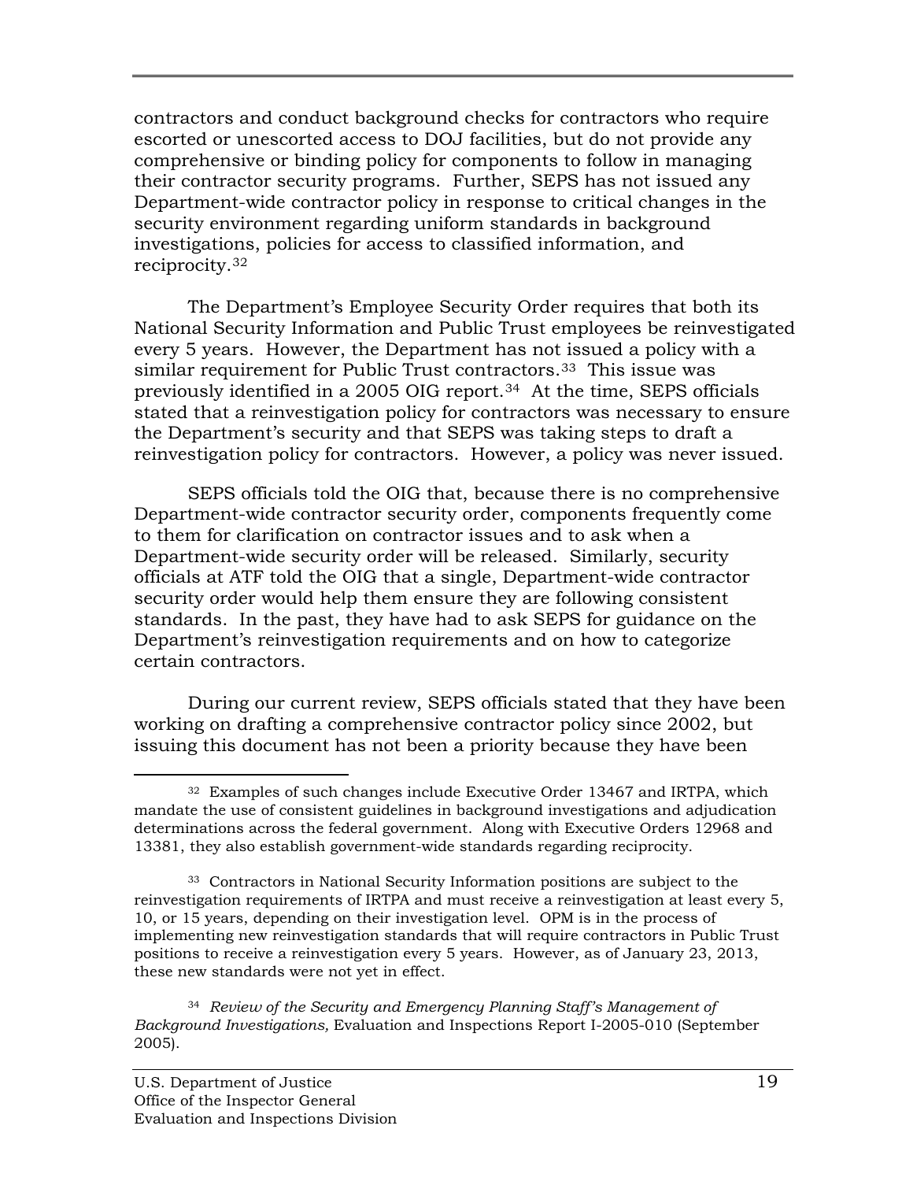contractors and conduct background checks for contractors who require escorted or unescorted access to DOJ facilities, but do not provide any comprehensive or binding policy for components to follow in managing their contractor security programs. Further, SEPS has not issued any Department-wide contractor policy in response to critical changes in the security environment regarding uniform standards in background investigations, policies for access to classified information, and reciprocity.[32]

The Department's Employee Security Order requires that both its National Security Information and Public Trust employees be reinvestigated every 5 years. However, the Department has not issued a policy with a similar requirement for Public Trust contractors.[33] This issue was previously identified in a 2005 OIG report.[34] At the time, SEPS officials stated that a reinvestigation policy for contractors was necessary to ensure the Department's security and that SEPS was taking steps to draft a reinvestigation policy for contractors. However, a policy was never issued.

SEPS officials told the OIG that, because there is no comprehensive Department-wide contractor security order, components frequently come to them for clarification on contractor issues and to ask when a Department-wide security order will be released. Similarly, security officials at ATF told the OIG that a single, Department-wide contractor security order would help them ensure they are following consistent standards. In the past, they have had to ask SEPS for guidance on the Department's reinvestigation requirements and on how to categorize certain contractors.

During our current review, SEPS officials stated that they have been working on drafting a comprehensive contractor policy since 2002, but issuing this document has not been a priority because they have been

---

[32] Examples of such changes include Executive Order 13467 and IRTPA, which mandate the use of consistent guidelines in background investigations and adjudication determinations across the federal government. Along with Executive Orders 12968 and 13381, they also establish government-wide standards regarding reciprocity.

[33] Contractors in National Security Information positions are subject to the reinvestigation requirements of IRTPA and must receive a reinvestigation at least every 5, 10, or 15 years, depending on their investigation level. OPM is in the process of implementing new reinvestigation standards that will require contractors in Public Trust positions to receive a reinvestigation every 5 years. However, as of January 23, 2013, these new standards were not yet in effect.

[34] *Review of the Security and Emergency Planning Staff's Management of Background Investigations,* Evaluation and Inspections Report I-2005-010 (September 2005).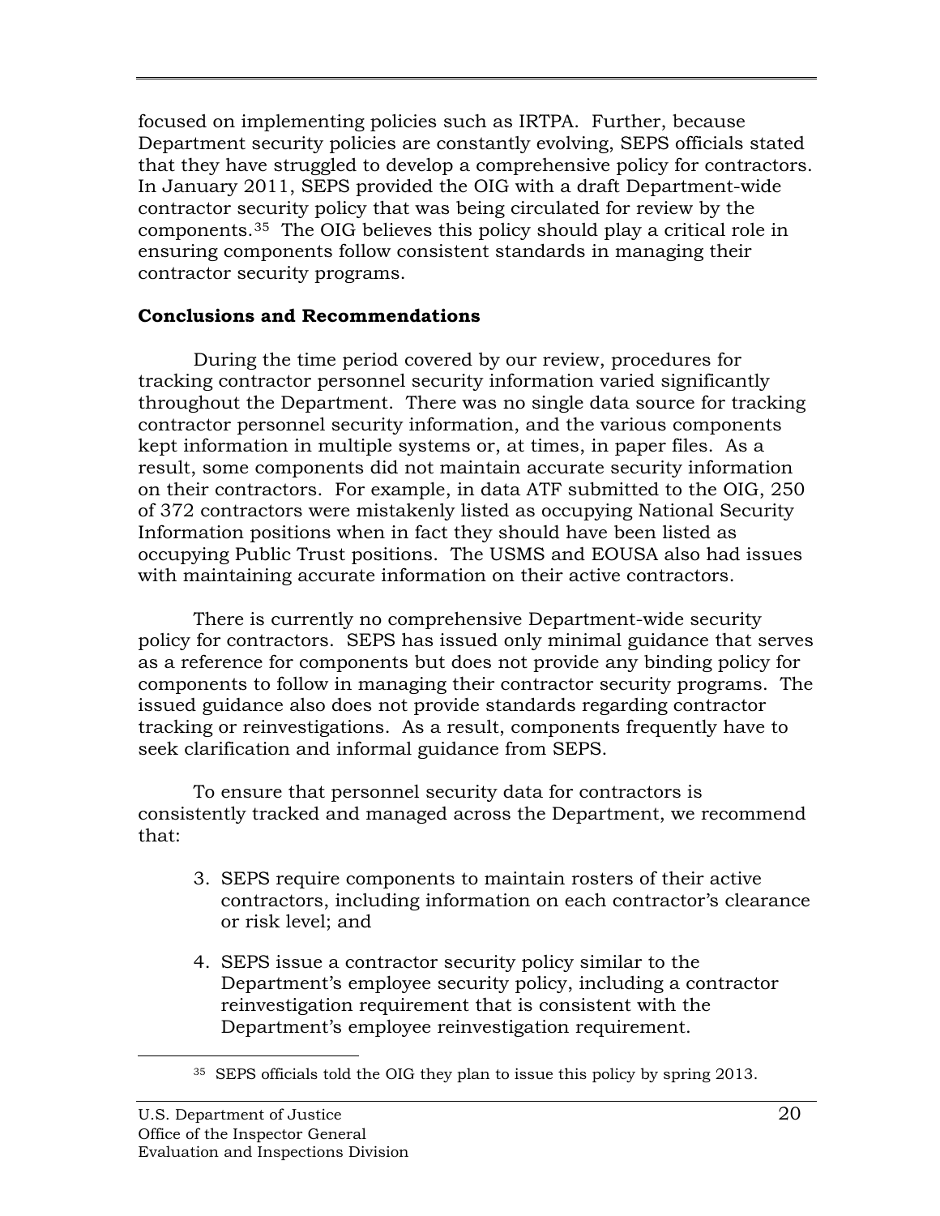focused on implementing policies such as IRTPA. Further, because Department security policies are constantly evolving, SEPS officials stated that they have struggled to develop a comprehensive policy for contractors. In January 2011, SEPS provided the OIG with a draft Department-wide contractor security policy that was being circulated for review by the components.[35] The OIG believes this policy should play a critical role in ensuring components follow consistent standards in managing their contractor security programs.

**Conclusions and Recommendations**

During the time period covered by our review, procedures for tracking contractor personnel security information varied significantly throughout the Department. There was no single data source for tracking contractor personnel security information, and the various components kept information in multiple systems or, at times, in paper files. As a result, some components did not maintain accurate security information on their contractors. For example, in data ATF submitted to the OIG, 250 of 372 contractors were mistakenly listed as occupying National Security Information positions when in fact they should have been listed as occupying Public Trust positions. The USMS and EOUSA also had issues with maintaining accurate information on their active contractors.

There is currently no comprehensive Department-wide security policy for contractors. SEPS has issued only minimal guidance that serves as a reference for components but does not provide any binding policy for components to follow in managing their contractor security programs. The issued guidance also does not provide standards regarding contractor tracking or reinvestigations. As a result, components frequently have to seek clarification and informal guidance from SEPS.

To ensure that personnel security data for contractors is consistently tracked and managed across the Department, we recommend that:

3. SEPS require components to maintain rosters of their active contractors, including information on each contractor's clearance or risk level; and

4. SEPS issue a contractor security policy similar to the Department's employee security policy, including a contractor reinvestigation requirement that is consistent with the Department's employee reinvestigation requirement.

[35] SEPS officials told the OIG they plan to issue this policy by spring 2013.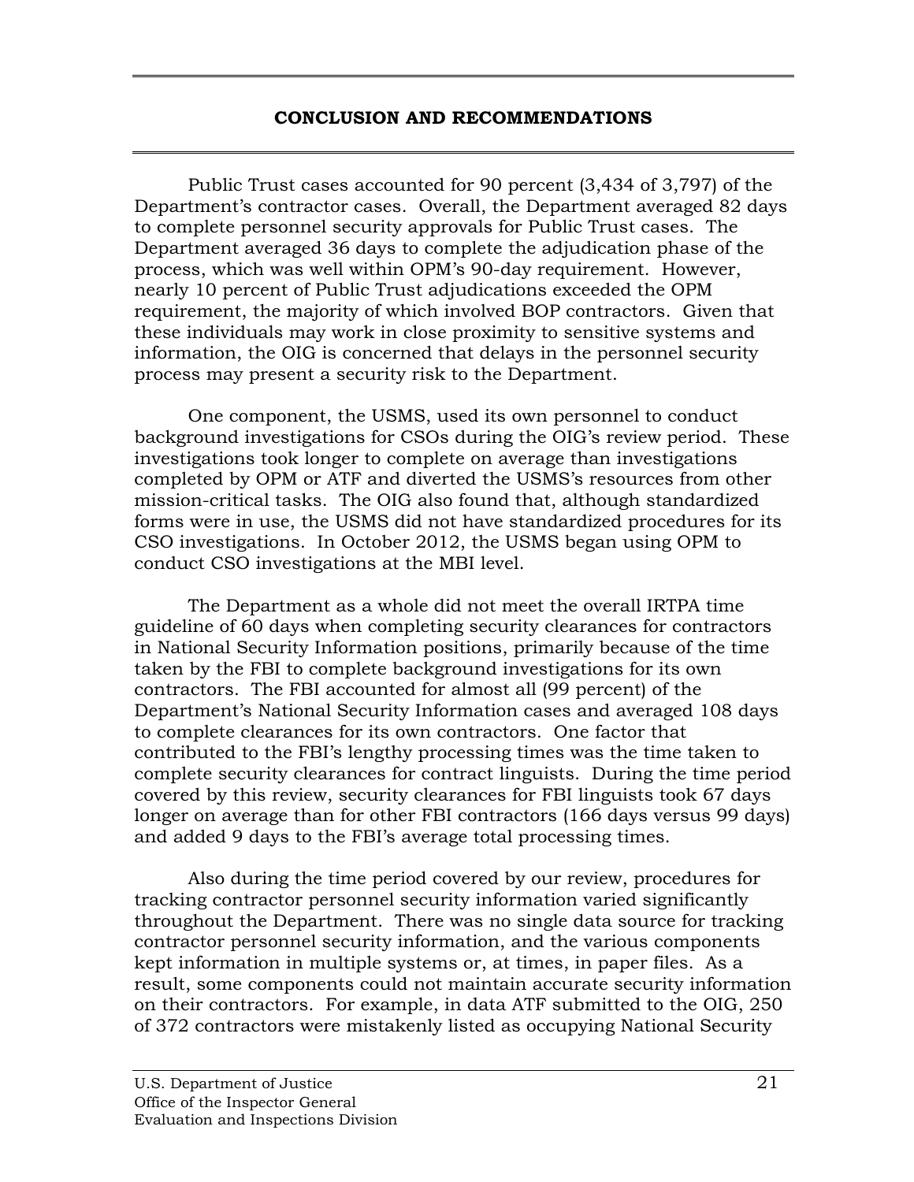## CONCLUSION AND RECOMMENDATIONS

Public Trust cases accounted for 90 percent (3,434 of 3,797) of the Department's contractor cases. Overall, the Department averaged 82 days to complete personnel security approvals for Public Trust cases. The Department averaged 36 days to complete the adjudication phase of the process, which was well within OPM's 90-day requirement. However, nearly 10 percent of Public Trust adjudications exceeded the OPM requirement, the majority of which involved BOP contractors. Given that these individuals may work in close proximity to sensitive systems and information, the OIG is concerned that delays in the personnel security process may present a security risk to the Department.

One component, the USMS, used its own personnel to conduct background investigations for CSOs during the OIG's review period. These investigations took longer to complete on average than investigations completed by OPM or ATF and diverted the USMS's resources from other mission-critical tasks. The OIG also found that, although standardized forms were in use, the USMS did not have standardized procedures for its CSO investigations. In October 2012, the USMS began using OPM to conduct CSO investigations at the MBI level.

The Department as a whole did not meet the overall IRTPA time guideline of 60 days when completing security clearances for contractors in National Security Information positions, primarily because of the time taken by the FBI to complete background investigations for its own contractors. The FBI accounted for almost all (99 percent) of the Department's National Security Information cases and averaged 108 days to complete clearances for its own contractors. One factor that contributed to the FBI's lengthy processing times was the time taken to complete security clearances for contract linguists. During the time period covered by this review, security clearances for FBI linguists took 67 days longer on average than for other FBI contractors (166 days versus 99 days) and added 9 days to the FBI's average total processing times.

Also during the time period covered by our review, procedures for tracking contractor personnel security information varied significantly throughout the Department. There was no single data source for tracking contractor personnel security information, and the various components kept information in multiple systems or, at times, in paper files. As a result, some components could not maintain accurate security information on their contractors. For example, in data ATF submitted to the OIG, 250 of 372 contractors were mistakenly listed as occupying National Security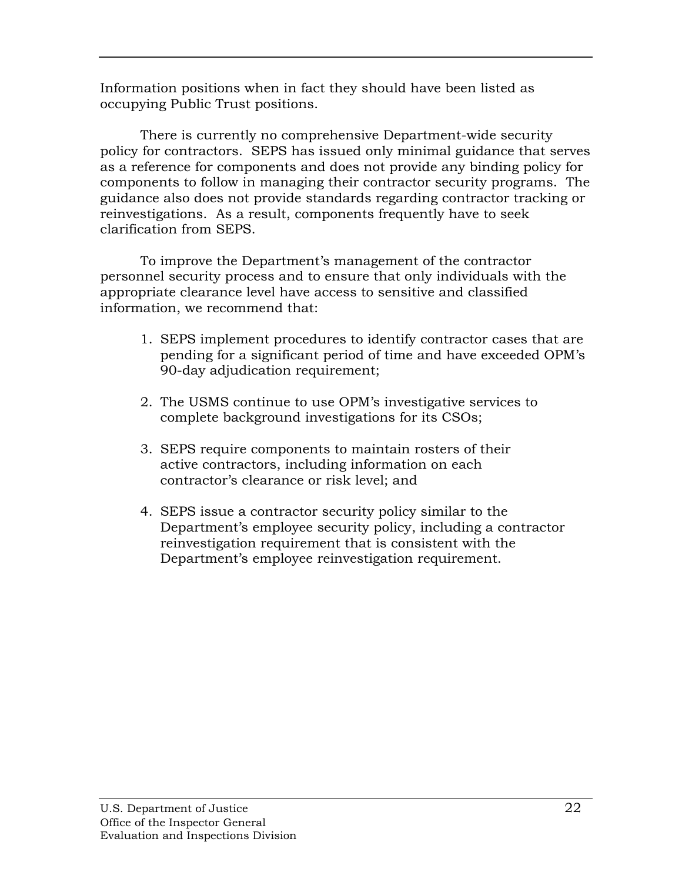Information positions when in fact they should have been listed as occupying Public Trust positions.

There is currently no comprehensive Department-wide security policy for contractors. SEPS has issued only minimal guidance that serves as a reference for components and does not provide any binding policy for components to follow in managing their contractor security programs. The guidance also does not provide standards regarding contractor tracking or reinvestigations. As a result, components frequently have to seek clarification from SEPS.

To improve the Department's management of the contractor personnel security process and to ensure that only individuals with the appropriate clearance level have access to sensitive and classified information, we recommend that:

1. SEPS implement procedures to identify contractor cases that are pending for a significant period of time and have exceeded OPM's 90-day adjudication requirement;

2. The USMS continue to use OPM's investigative services to complete background investigations for its CSOs;

3. SEPS require components to maintain rosters of their active contractors, including information on each contractor's clearance or risk level; and

4. SEPS issue a contractor security policy similar to the Department's employee security policy, including a contractor reinvestigation requirement that is consistent with the Department's employee reinvestigation requirement.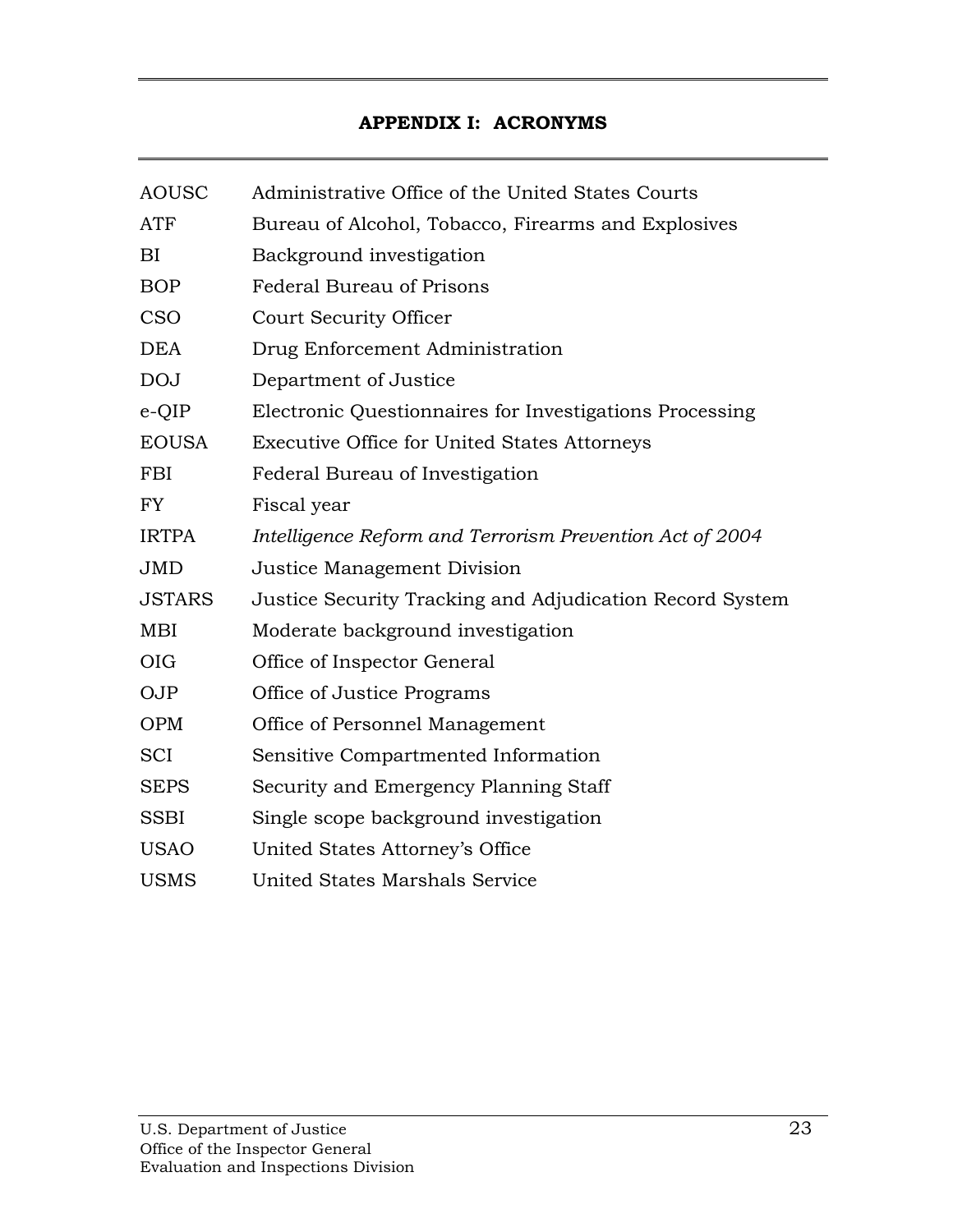## APPENDIX I: ACRONYMS

| | |
|---|---|
| AOUSC | Administrative Office of the United States Courts |
| ATF | Bureau of Alcohol, Tobacco, Firearms and Explosives |
| BI | Background investigation |
| BOP | Federal Bureau of Prisons |
| CSO | Court Security Officer |
| DEA | Drug Enforcement Administration |
| DOJ | Department of Justice |
| e-QIP | Electronic Questionnaires for Investigations Processing |
| EOUSA | Executive Office for United States Attorneys |
| FBI | Federal Bureau of Investigation |
| FY | Fiscal year |
| IRTPA | *Intelligence Reform and Terrorism Prevention Act of 2004* |
| JMD | Justice Management Division |
| JSTARS | Justice Security Tracking and Adjudication Record System |
| MBI | Moderate background investigation |
| OIG | Office of Inspector General |
| OJP | Office of Justice Programs |
| OPM | Office of Personnel Management |
| SCI | Sensitive Compartmented Information |
| SEPS | Security and Emergency Planning Staff |
| SSBI | Single scope background investigation |
| USAO | United States Attorney's Office |
| USMS | United States Marshals Service |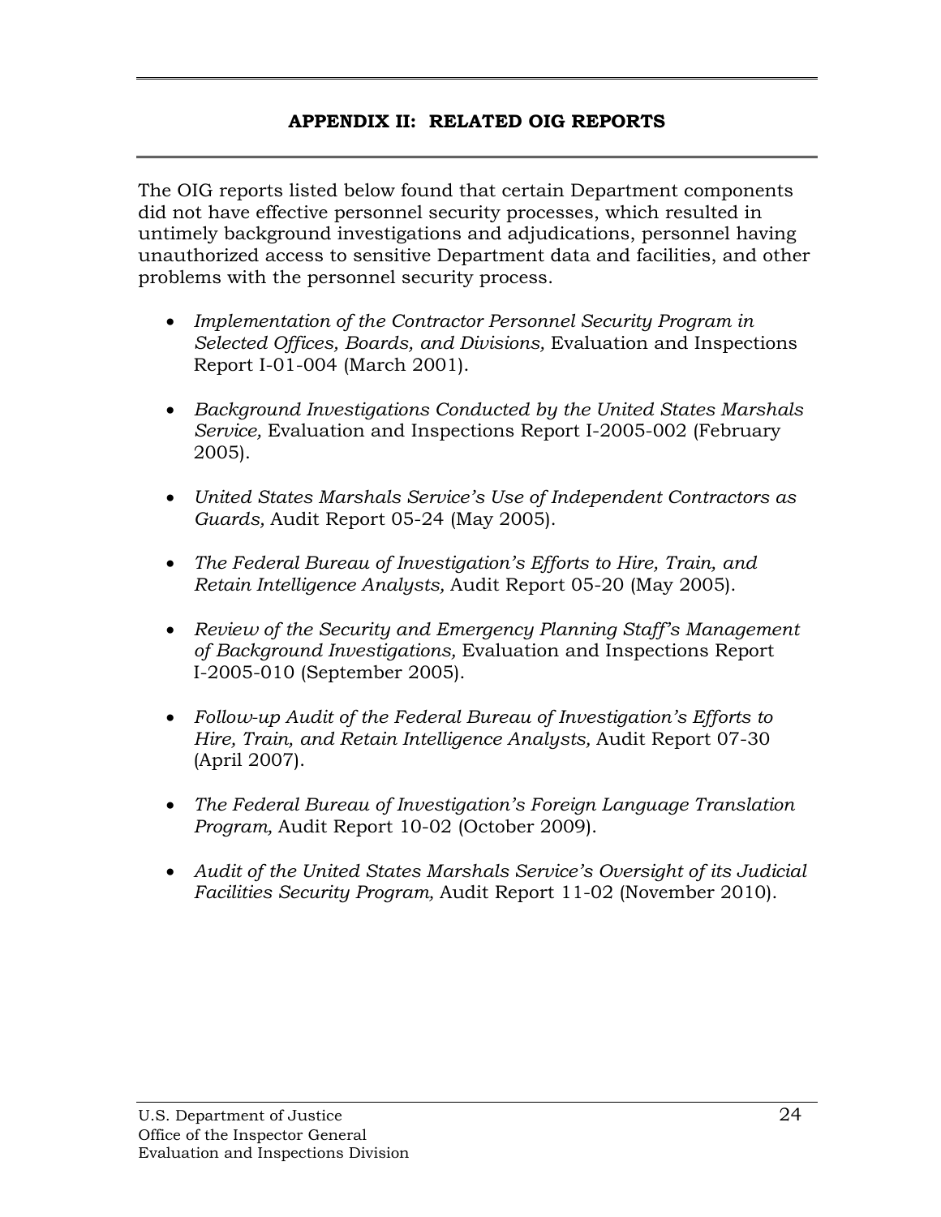## APPENDIX II: RELATED OIG REPORTS

The OIG reports listed below found that certain Department components did not have effective personnel security processes, which resulted in untimely background investigations and adjudications, personnel having unauthorized access to sensitive Department data and facilities, and other problems with the personnel security process.

- *Implementation of the Contractor Personnel Security Program in Selected Offices, Boards, and Divisions,* Evaluation and Inspections Report I-01-004 (March 2001).

- *Background Investigations Conducted by the United States Marshals Service,* Evaluation and Inspections Report I-2005-002 (February 2005).

- *United States Marshals Service's Use of Independent Contractors as Guards,* Audit Report 05-24 (May 2005).

- *The Federal Bureau of Investigation's Efforts to Hire, Train, and Retain Intelligence Analysts,* Audit Report 05-20 (May 2005).

- *Review of the Security and Emergency Planning Staff's Management of Background Investigations,* Evaluation and Inspections Report I-2005-010 (September 2005).

- *Follow-up Audit of the Federal Bureau of Investigation's Efforts to Hire, Train, and Retain Intelligence Analysts,* Audit Report 07-30 (April 2007).

- *The Federal Bureau of Investigation's Foreign Language Translation Program,* Audit Report 10-02 (October 2009).

- *Audit of the United States Marshals Service's Oversight of its Judicial Facilities Security Program,* Audit Report 11-02 (November 2010).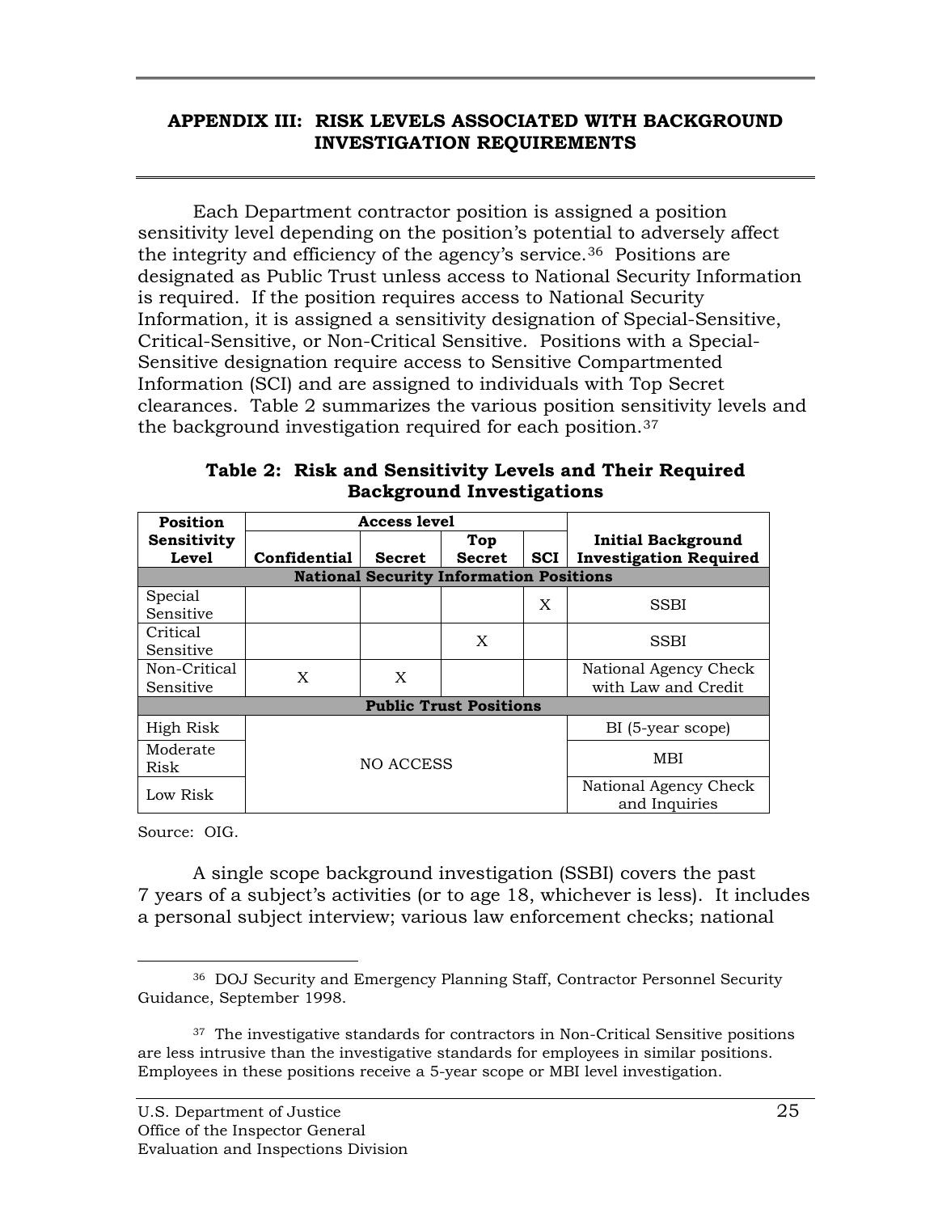## APPENDIX III: RISK LEVELS ASSOCIATED WITH BACKGROUND INVESTIGATION REQUIREMENTS

Each Department contractor position is assigned a position sensitivity level depending on the position's potential to adversely affect the integrity and efficiency of the agency's service.[36] Positions are designated as Public Trust unless access to National Security Information is required. If the position requires access to National Security Information, it is assigned a sensitivity designation of Special-Sensitive, Critical-Sensitive, or Non-Critical Sensitive. Positions with a Special-Sensitive designation require access to Sensitive Compartmented Information (SCI) and are assigned to individuals with Top Secret clearances. Table 2 summarizes the various position sensitivity levels and the background investigation required for each position.[37]

**Table 2: Risk and Sensitivity Levels and Their Required Background Investigations**

| Position Sensitivity Level | Access level | | | | Initial Background Investigation Required |
|---|---|---|---|---|---|
| | Confidential | Secret | Top Secret | SCI | |
| **National Security Information Positions** | | | | | |
| Special Sensitive | | | | X | SSBI |
| Critical Sensitive | | | X | | SSBI |
| Non-Critical Sensitive | X | X | | | National Agency Check with Law and Credit |
| **Public Trust Positions** | | | | | |
| High Risk | NO ACCESS | | | | BI (5-year scope) |
| Moderate Risk | | | | | MBI |
| Low Risk | | | | | National Agency Check and Inquiries |

Source: OIG.

A single scope background investigation (SSBI) covers the past 7 years of a subject's activities (or to age 18, whichever is less). It includes a personal subject interview; various law enforcement checks; national

---

[36] DOJ Security and Emergency Planning Staff, Contractor Personnel Security Guidance, September 1998.

[37] The investigative standards for contractors in Non-Critical Sensitive positions are less intrusive than the investigative standards for employees in similar positions. Employees in these positions receive a 5-year scope or MBI level investigation.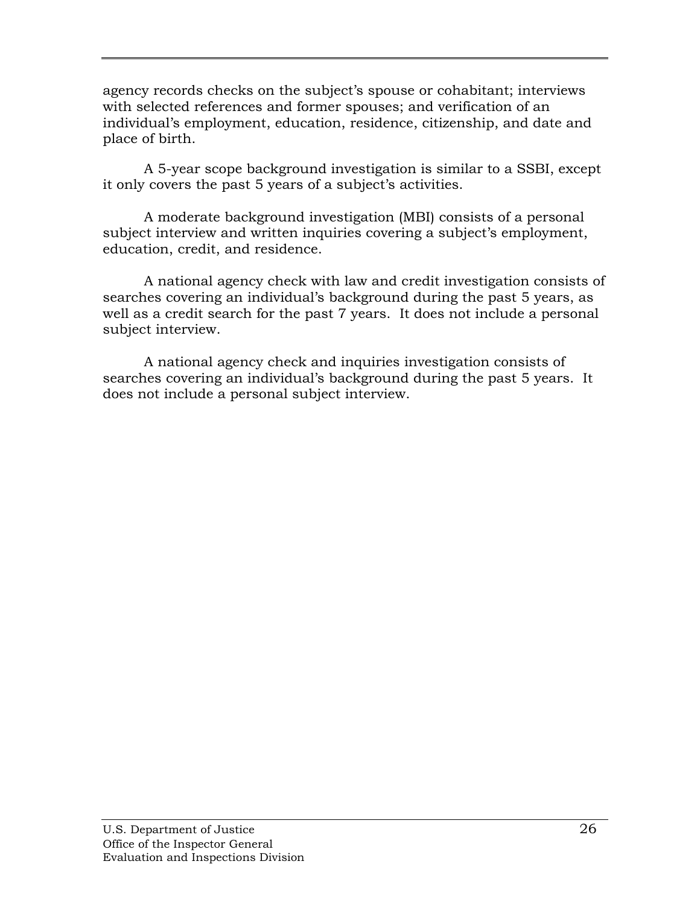agency records checks on the subject's spouse or cohabitant; interviews with selected references and former spouses; and verification of an individual's employment, education, residence, citizenship, and date and place of birth.

A 5-year scope background investigation is similar to a SSBI, except it only covers the past 5 years of a subject's activities.

A moderate background investigation (MBI) consists of a personal subject interview and written inquiries covering a subject's employment, education, credit, and residence.

A national agency check with law and credit investigation consists of searches covering an individual's background during the past 5 years, as well as a credit search for the past 7 years. It does not include a personal subject interview.

A national agency check and inquiries investigation consists of searches covering an individual's background during the past 5 years. It does not include a personal subject interview.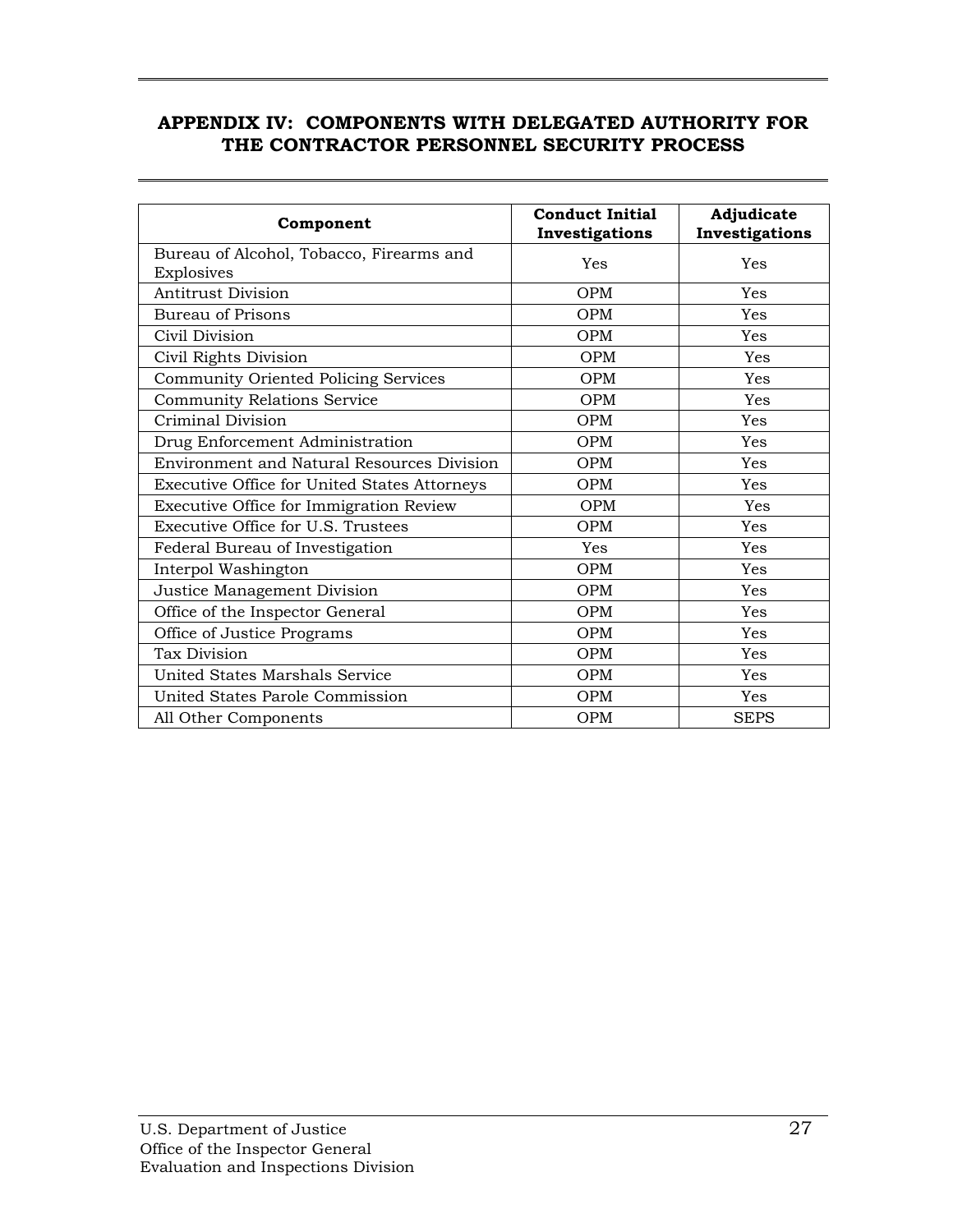## APPENDIX IV: COMPONENTS WITH DELEGATED AUTHORITY FOR THE CONTRACTOR PERSONNEL SECURITY PROCESS

| Component | Conduct Initial Investigations | Adjudicate Investigations |
|---|---|---|
| Bureau of Alcohol, Tobacco, Firearms and Explosives | Yes | Yes |
| Antitrust Division | OPM | Yes |
| Bureau of Prisons | OPM | Yes |
| Civil Division | OPM | Yes |
| Civil Rights Division | OPM | Yes |
| Community Oriented Policing Services | OPM | Yes |
| Community Relations Service | OPM | Yes |
| Criminal Division | OPM | Yes |
| Drug Enforcement Administration | OPM | Yes |
| Environment and Natural Resources Division | OPM | Yes |
| Executive Office for United States Attorneys | OPM | Yes |
| Executive Office for Immigration Review | OPM | Yes |
| Executive Office for U.S. Trustees | OPM | Yes |
| Federal Bureau of Investigation | Yes | Yes |
| Interpol Washington | OPM | Yes |
| Justice Management Division | OPM | Yes |
| Office of the Inspector General | OPM | Yes |
| Office of Justice Programs | OPM | Yes |
| Tax Division | OPM | Yes |
| United States Marshals Service | OPM | Yes |
| United States Parole Commission | OPM | Yes |
| All Other Components | OPM | SEPS |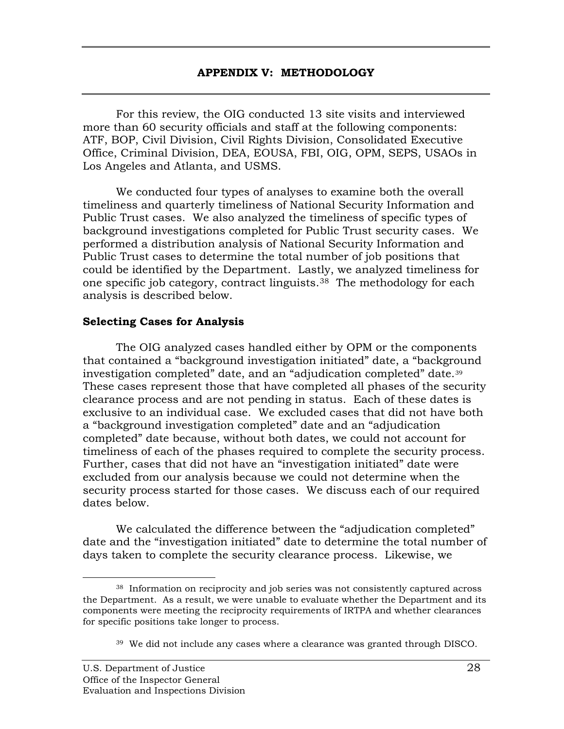## APPENDIX V: METHODOLOGY

For this review, the OIG conducted 13 site visits and interviewed more than 60 security officials and staff at the following components: ATF, BOP, Civil Division, Civil Rights Division, Consolidated Executive Office, Criminal Division, DEA, EOUSA, FBI, OIG, OPM, SEPS, USAOs in Los Angeles and Atlanta, and USMS.

We conducted four types of analyses to examine both the overall timeliness and quarterly timeliness of National Security Information and Public Trust cases. We also analyzed the timeliness of specific types of background investigations completed for Public Trust security cases. We performed a distribution analysis of National Security Information and Public Trust cases to determine the total number of job positions that could be identified by the Department. Lastly, we analyzed timeliness for one specific job category, contract linguists.[38] The methodology for each analysis is described below.

### Selecting Cases for Analysis

The OIG analyzed cases handled either by OPM or the components that contained a "background investigation initiated" date, a "background investigation completed" date, and an "adjudication completed" date.[39] These cases represent those that have completed all phases of the security clearance process and are not pending in status. Each of these dates is exclusive to an individual case. We excluded cases that did not have both a "background investigation completed" date and an "adjudication completed" date because, without both dates, we could not account for timeliness of each of the phases required to complete the security process. Further, cases that did not have an "investigation initiated" date were excluded from our analysis because we could not determine when the security process started for those cases. We discuss each of our required dates below.

We calculated the difference between the "adjudication completed" date and the "investigation initiated" date to determine the total number of days taken to complete the security clearance process. Likewise, we

---

[38] Information on reciprocity and job series was not consistently captured across the Department. As a result, we were unable to evaluate whether the Department and its components were meeting the reciprocity requirements of IRTPA and whether clearances for specific positions take longer to process.

[39] We did not include any cases where a clearance was granted through DISCO.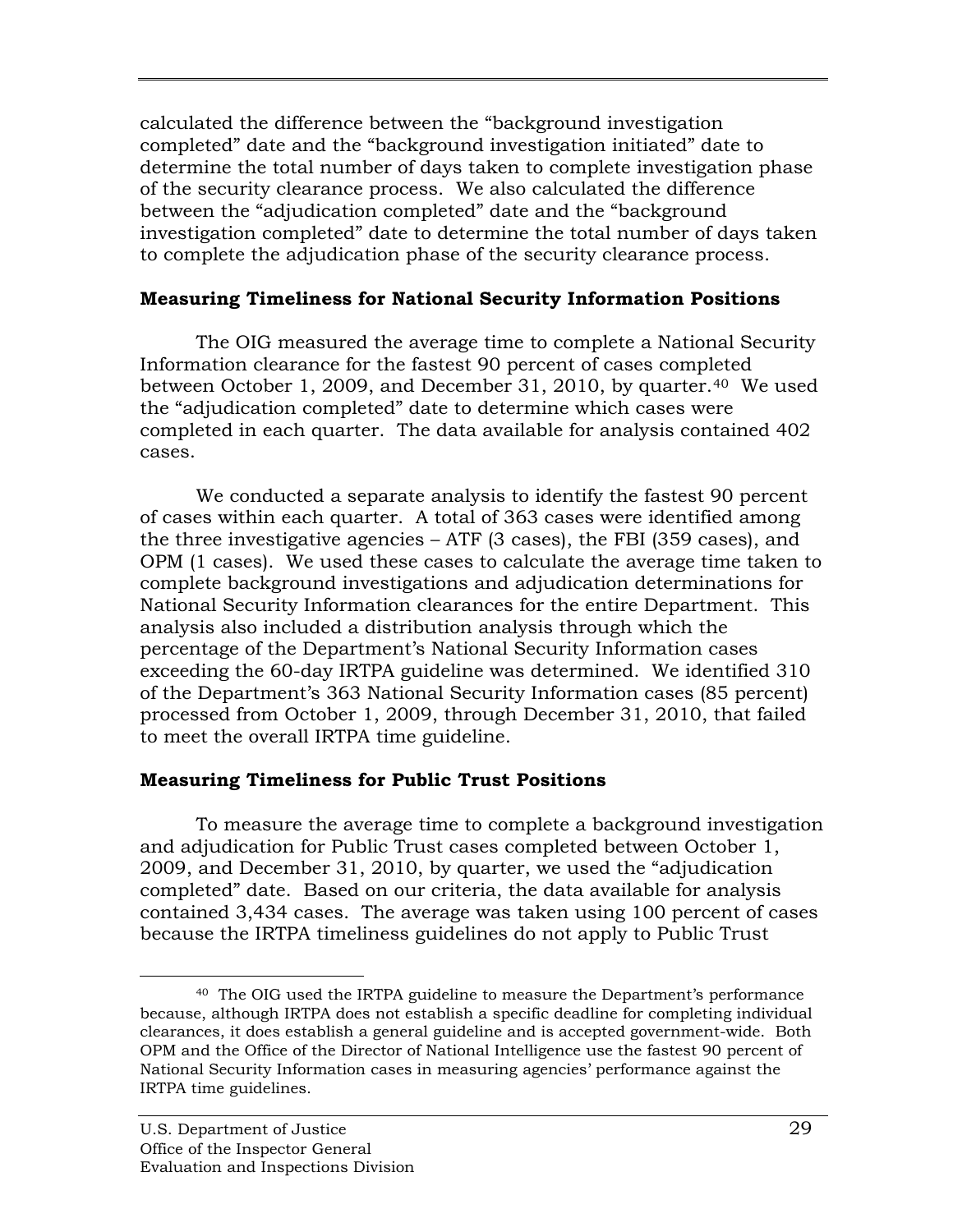calculated the difference between the "background investigation completed" date and the "background investigation initiated" date to determine the total number of days taken to complete investigation phase of the security clearance process. We also calculated the difference between the "adjudication completed" date and the "background investigation completed" date to determine the total number of days taken to complete the adjudication phase of the security clearance process.

**Measuring Timeliness for National Security Information Positions**

The OIG measured the average time to complete a National Security Information clearance for the fastest 90 percent of cases completed between October 1, 2009, and December 31, 2010, by quarter.[40] We used the "adjudication completed" date to determine which cases were completed in each quarter. The data available for analysis contained 402 cases.

We conducted a separate analysis to identify the fastest 90 percent of cases within each quarter. A total of 363 cases were identified among the three investigative agencies – ATF (3 cases), the FBI (359 cases), and OPM (1 cases). We used these cases to calculate the average time taken to complete background investigations and adjudication determinations for National Security Information clearances for the entire Department. This analysis also included a distribution analysis through which the percentage of the Department's National Security Information cases exceeding the 60-day IRTPA guideline was determined. We identified 310 of the Department's 363 National Security Information cases (85 percent) processed from October 1, 2009, through December 31, 2010, that failed to meet the overall IRTPA time guideline.

**Measuring Timeliness for Public Trust Positions**

To measure the average time to complete a background investigation and adjudication for Public Trust cases completed between October 1, 2009, and December 31, 2010, by quarter, we used the "adjudication completed" date. Based on our criteria, the data available for analysis contained 3,434 cases. The average was taken using 100 percent of cases because the IRTPA timeliness guidelines do not apply to Public Trust

---

[40] The OIG used the IRTPA guideline to measure the Department's performance because, although IRTPA does not establish a specific deadline for completing individual clearances, it does establish a general guideline and is accepted government-wide. Both OPM and the Office of the Director of National Intelligence use the fastest 90 percent of National Security Information cases in measuring agencies' performance against the IRTPA time guidelines.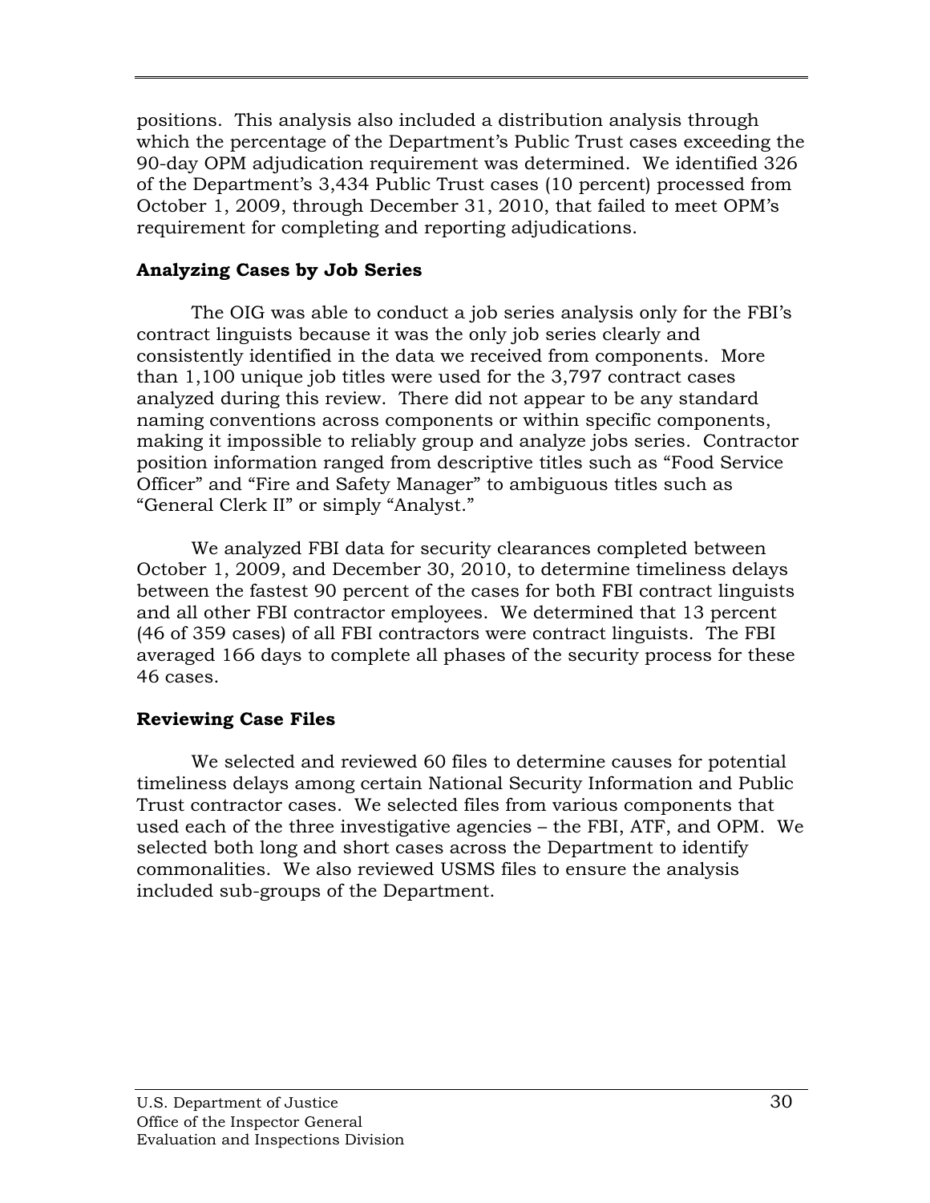positions. This analysis also included a distribution analysis through which the percentage of the Department's Public Trust cases exceeding the 90-day OPM adjudication requirement was determined. We identified 326 of the Department's 3,434 Public Trust cases (10 percent) processed from October 1, 2009, through December 31, 2010, that failed to meet OPM's requirement for completing and reporting adjudications.

**Analyzing Cases by Job Series**

The OIG was able to conduct a job series analysis only for the FBI's contract linguists because it was the only job series clearly and consistently identified in the data we received from components. More than 1,100 unique job titles were used for the 3,797 contract cases analyzed during this review. There did not appear to be any standard naming conventions across components or within specific components, making it impossible to reliably group and analyze jobs series. Contractor position information ranged from descriptive titles such as "Food Service Officer" and "Fire and Safety Manager" to ambiguous titles such as "General Clerk II" or simply "Analyst."

We analyzed FBI data for security clearances completed between October 1, 2009, and December 30, 2010, to determine timeliness delays between the fastest 90 percent of the cases for both FBI contract linguists and all other FBI contractor employees. We determined that 13 percent (46 of 359 cases) of all FBI contractors were contract linguists. The FBI averaged 166 days to complete all phases of the security process for these 46 cases.

**Reviewing Case Files**

We selected and reviewed 60 files to determine causes for potential timeliness delays among certain National Security Information and Public Trust contractor cases. We selected files from various components that used each of the three investigative agencies – the FBI, ATF, and OPM. We selected both long and short cases across the Department to identify commonalities. We also reviewed USMS files to ensure the analysis included sub-groups of the Department.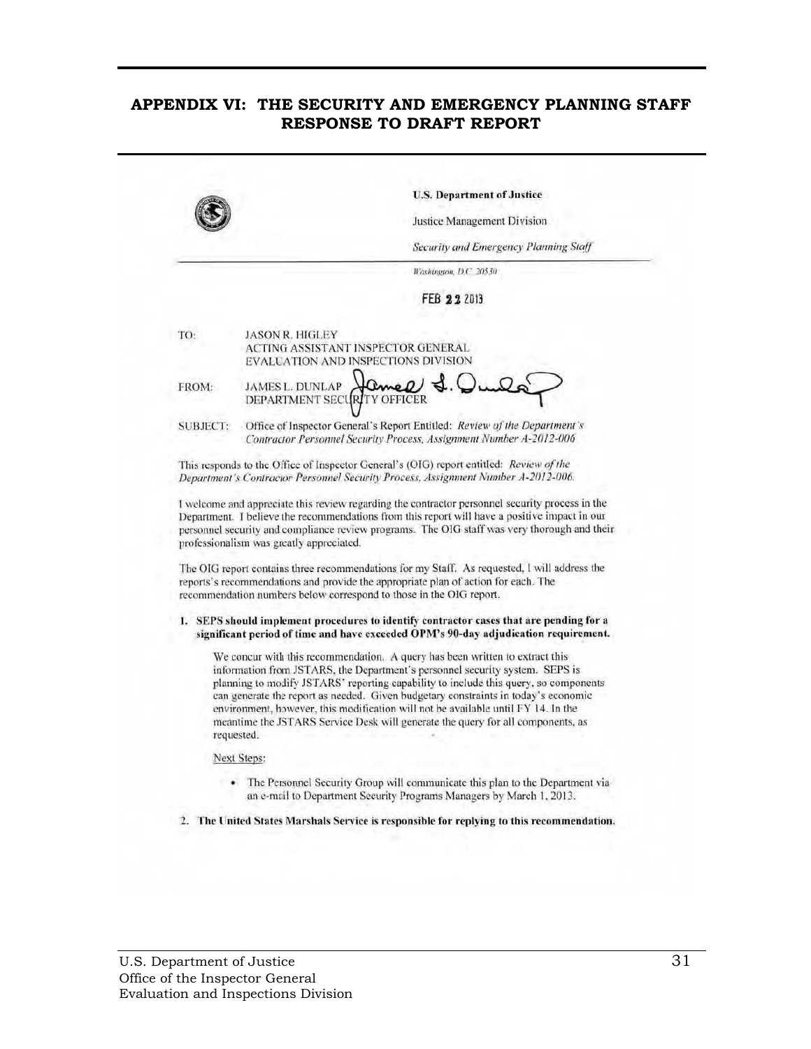## APPENDIX VI: THE SECURITY AND EMERGENCY PLANNING STAFF RESPONSE TO DRAFT REPORT

**U.S. Department of Justice**

Justice Management Division

*Security and Emergency Planning Staff*

*Washington, D.C. 20530*

FEB 22 2013

TO: JASON R. HIGLEY
ACTING ASSISTANT INSPECTOR GENERAL
EVALUATION AND INSPECTIONS DIVISION

FROM: JAMES L. DUNLAP
DEPARTMENT SECURITY OFFICER

SUBJECT: Office of Inspector General's Report Entitled: *Review of the Department's Contractor Personnel Security Process, Assignment Number A-2012-006*

This responds to the Office of Inspector General's (OIG) report entitled: *Review of the Department's Contractor Personnel Security Process, Assignment Number A-2012-006.*

I welcome and appreciate this review regarding the contractor personnel security process in the Department. I believe the recommendations from this report will have a positive impact in our personnel security and compliance review programs. The OIG staff was very thorough and their professionalism was greatly appreciated.

The OIG report contains three recommendations for my Staff. As requested, I will address the reports's recommendations and provide the appropriate plan of action for each. The recommendation numbers below correspond to those in the OIG report.

1. **SEPS should implement procedures to identify contractor cases that are pending for a significant period of time and have exceeded OPM's 90-day adjudication requirement.**

   We concur with this recommendation. A query has been written to extract this information from JSTARS, the Department's personnel security system. SEPS is planning to modify JSTARS' reporting capability to include this query, so components can generate the report as needed. Given budgetary constraints in today's economic environment, however, this modification will not be available until FY 14. In the meantime the JSTARS Service Desk will generate the query for all components, as requested.

   Next Steps:

   - The Personnel Security Group will communicate this plan to the Department via an e-mail to Department Security Programs Managers by March 1, 2013.

2. **The United States Marshals Service is responsible for replying to this recommendation.**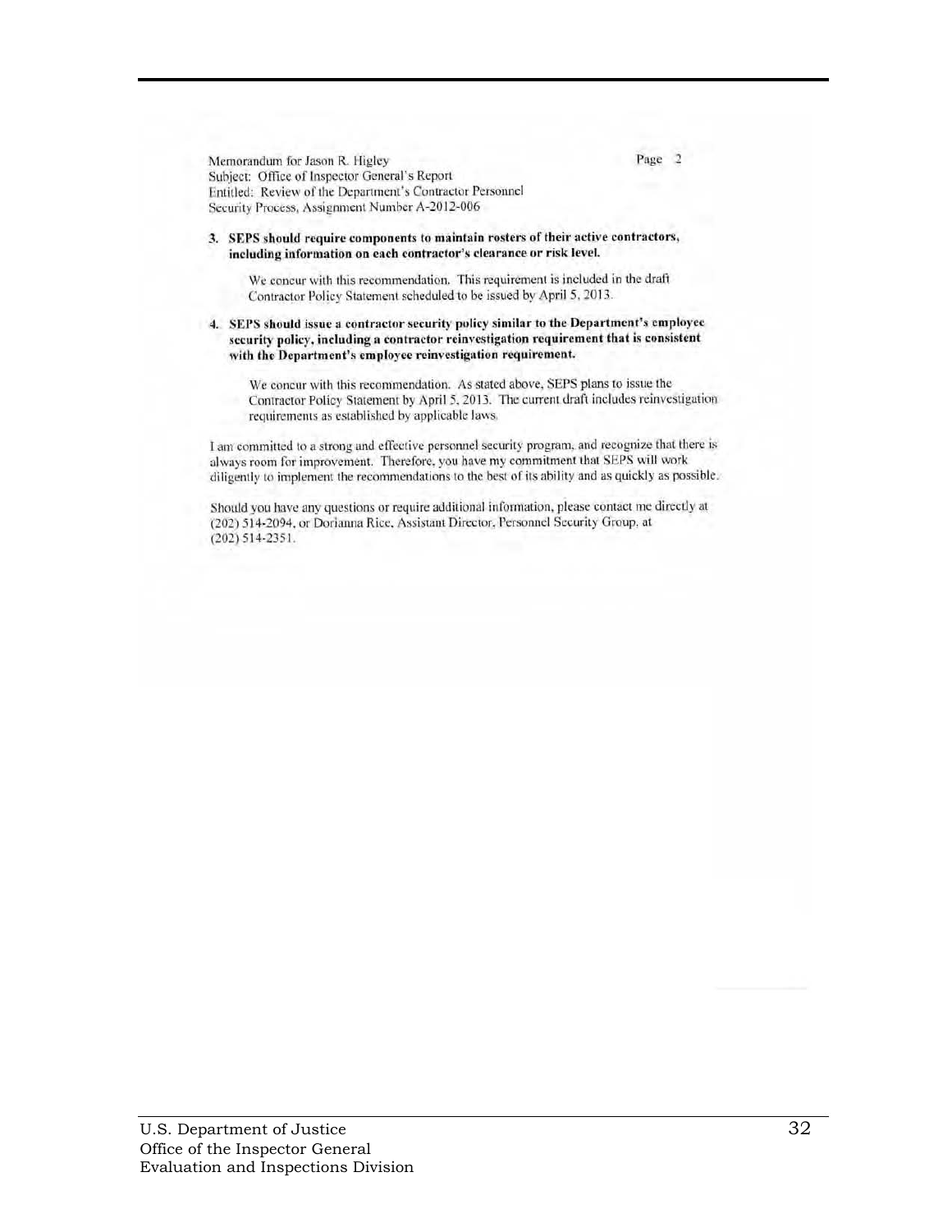Memorandum for Jason R. Higley
Subject: Office of Inspector General's Report
Entitled: Review of the Department's Contractor Personnel
Security Process, Assignment Number A-2012-006

**3. SEPS should require components to maintain rosters of their active contractors, including information on each contractor's clearance or risk level.**

We concur with this recommendation. This requirement is included in the draft Contractor Policy Statement scheduled to be issued by April 5, 2013.

**4. SEPS should issue a contractor security policy similar to the Department's employee security policy, including a contractor reinvestigation requirement that is consistent with the Department's employee reinvestigation requirement.**

We concur with this recommendation. As stated above, SEPS plans to issue the Contractor Policy Statement by April 5, 2013. The current draft includes reinvestigation requirements as established by applicable laws.

I am committed to a strong and effective personnel security program, and recognize that there is always room for improvement. Therefore, you have my commitment that SEPS will work diligently to implement the recommendations to the best of its ability and as quickly as possible.

Should you have any questions or require additional information, please contact me directly at (202) 514-2094, or Dorianna Rice, Assistant Director, Personnel Security Group, at (202) 514-2351.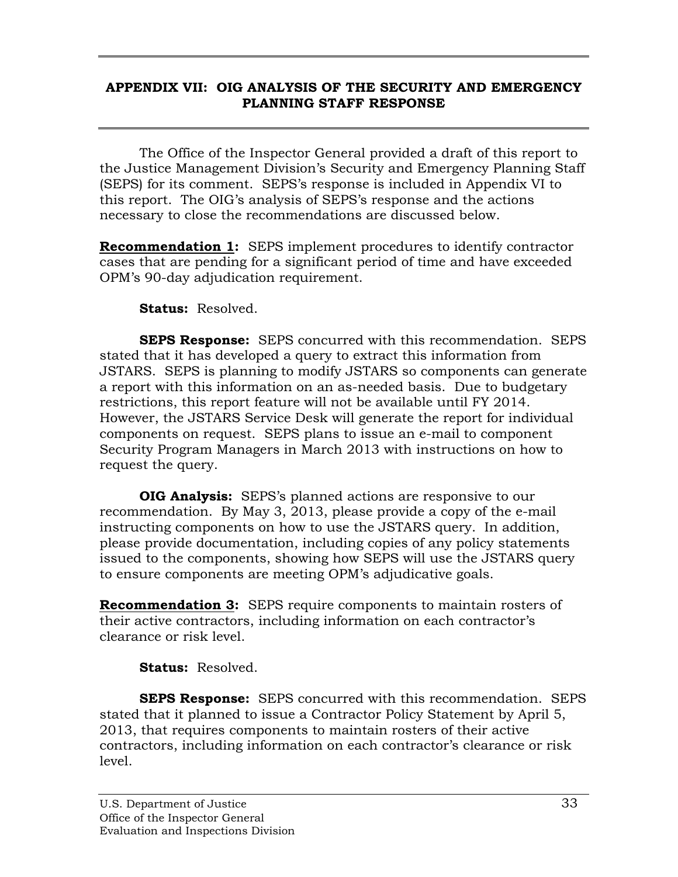## APPENDIX VII: OIG ANALYSIS OF THE SECURITY AND EMERGENCY PLANNING STAFF RESPONSE

The Office of the Inspector General provided a draft of this report to the Justice Management Division's Security and Emergency Planning Staff (SEPS) for its comment. SEPS's response is included in Appendix VI to this report. The OIG's analysis of SEPS's response and the actions necessary to close the recommendations are discussed below.

**Recommendation 1:** SEPS implement procedures to identify contractor cases that are pending for a significant period of time and have exceeded OPM's 90-day adjudication requirement.

**Status:** Resolved.

**SEPS Response:** SEPS concurred with this recommendation. SEPS stated that it has developed a query to extract this information from JSTARS. SEPS is planning to modify JSTARS so components can generate a report with this information on an as-needed basis. Due to budgetary restrictions, this report feature will not be available until FY 2014. However, the JSTARS Service Desk will generate the report for individual components on request. SEPS plans to issue an e-mail to component Security Program Managers in March 2013 with instructions on how to request the query.

**OIG Analysis:** SEPS's planned actions are responsive to our recommendation. By May 3, 2013, please provide a copy of the e-mail instructing components on how to use the JSTARS query. In addition, please provide documentation, including copies of any policy statements issued to the components, showing how SEPS will use the JSTARS query to ensure components are meeting OPM's adjudicative goals.

**Recommendation 3:** SEPS require components to maintain rosters of their active contractors, including information on each contractor's clearance or risk level.

**Status:** Resolved.

**SEPS Response:** SEPS concurred with this recommendation. SEPS stated that it planned to issue a Contractor Policy Statement by April 5, 2013, that requires components to maintain rosters of their active contractors, including information on each contractor's clearance or risk level.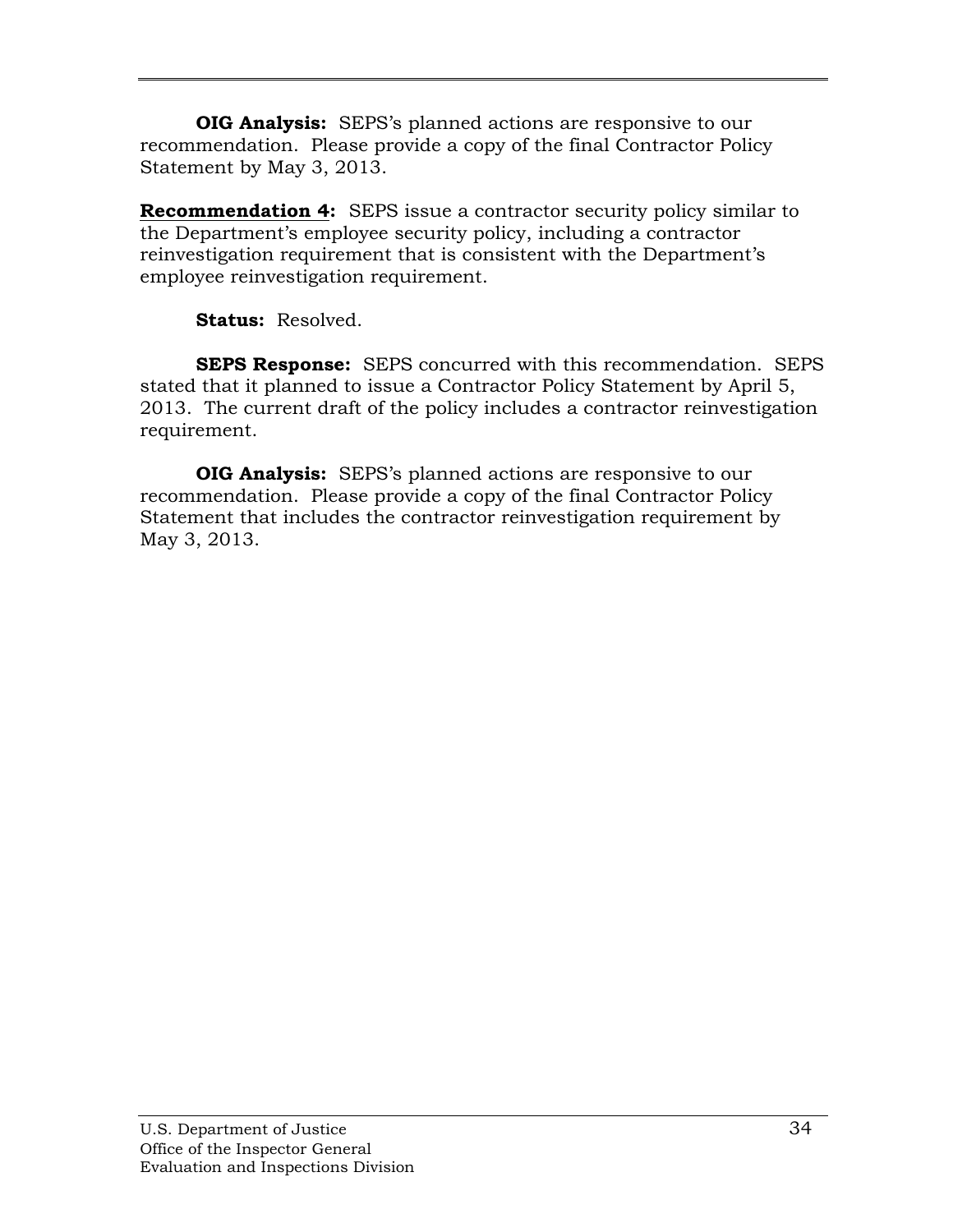**OIG Analysis:** SEPS's planned actions are responsive to our recommendation. Please provide a copy of the final Contractor Policy Statement by May 3, 2013.

**Recommendation 4:** SEPS issue a contractor security policy similar to the Department's employee security policy, including a contractor reinvestigation requirement that is consistent with the Department's employee reinvestigation requirement.

**Status:** Resolved.

**SEPS Response:** SEPS concurred with this recommendation. SEPS stated that it planned to issue a Contractor Policy Statement by April 5, 2013. The current draft of the policy includes a contractor reinvestigation requirement.

**OIG Analysis:** SEPS's planned actions are responsive to our recommendation. Please provide a copy of the final Contractor Policy Statement that includes the contractor reinvestigation requirement by May 3, 2013.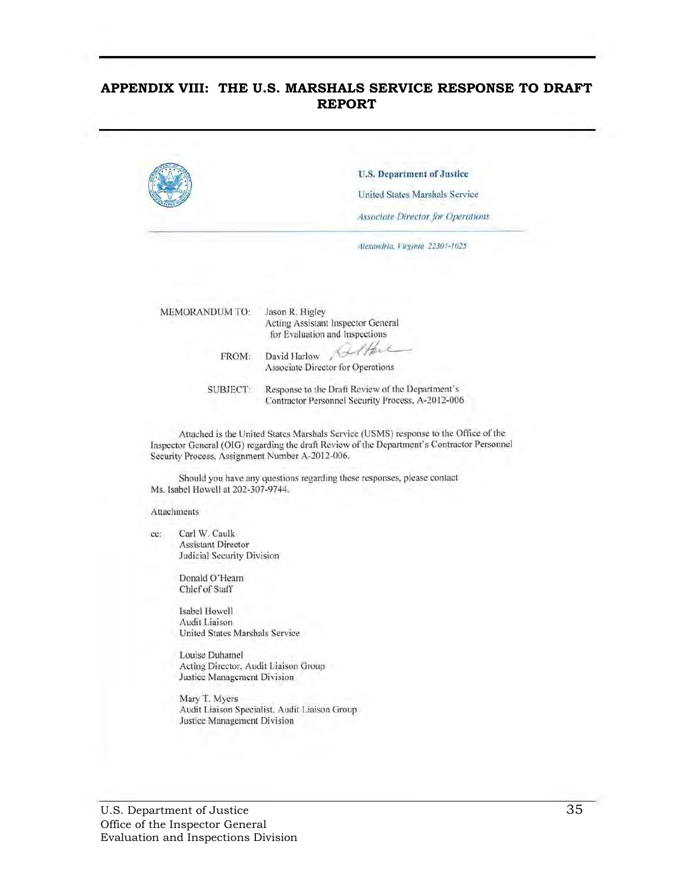## APPENDIX VIII: THE U.S. MARSHALS SERVICE RESPONSE TO DRAFT REPORT

**U.S. Department of Justice**

United States Marshals Service

*Associate Director for Operations*

*Alexandria, Virginia 22301-1025*

MEMORANDUM TO: Jason R. Higley
Acting Assistant Inspector General
for Evaluation and Inspections

FROM: David Harlow
Associate Director for Operations

SUBJECT: Response to the Draft Review of the Department's Contractor Personnel Security Process, A-2012-006

Attached is the United States Marshals Service (USMS) response to the Office of the Inspector General (OIG) regarding the draft Review of the Department's Contractor Personnel Security Process, Assignment Number A-2012-006.

Should you have any questions regarding these responses, please contact Ms. Isabel Howell at 202-307-9744.

Attachments

cc: Carl W. Caulk
Assistant Director
Judicial Security Division

Donald O'Hearn
Chief of Staff

Isabel Howell
Audit Liaison
United States Marshals Service

Louise Duhamel
Acting Director, Audit Liaison Group
Justice Management Division

Mary T. Myers
Audit Liaison Specialist, Audit Liaison Group
Justice Management Division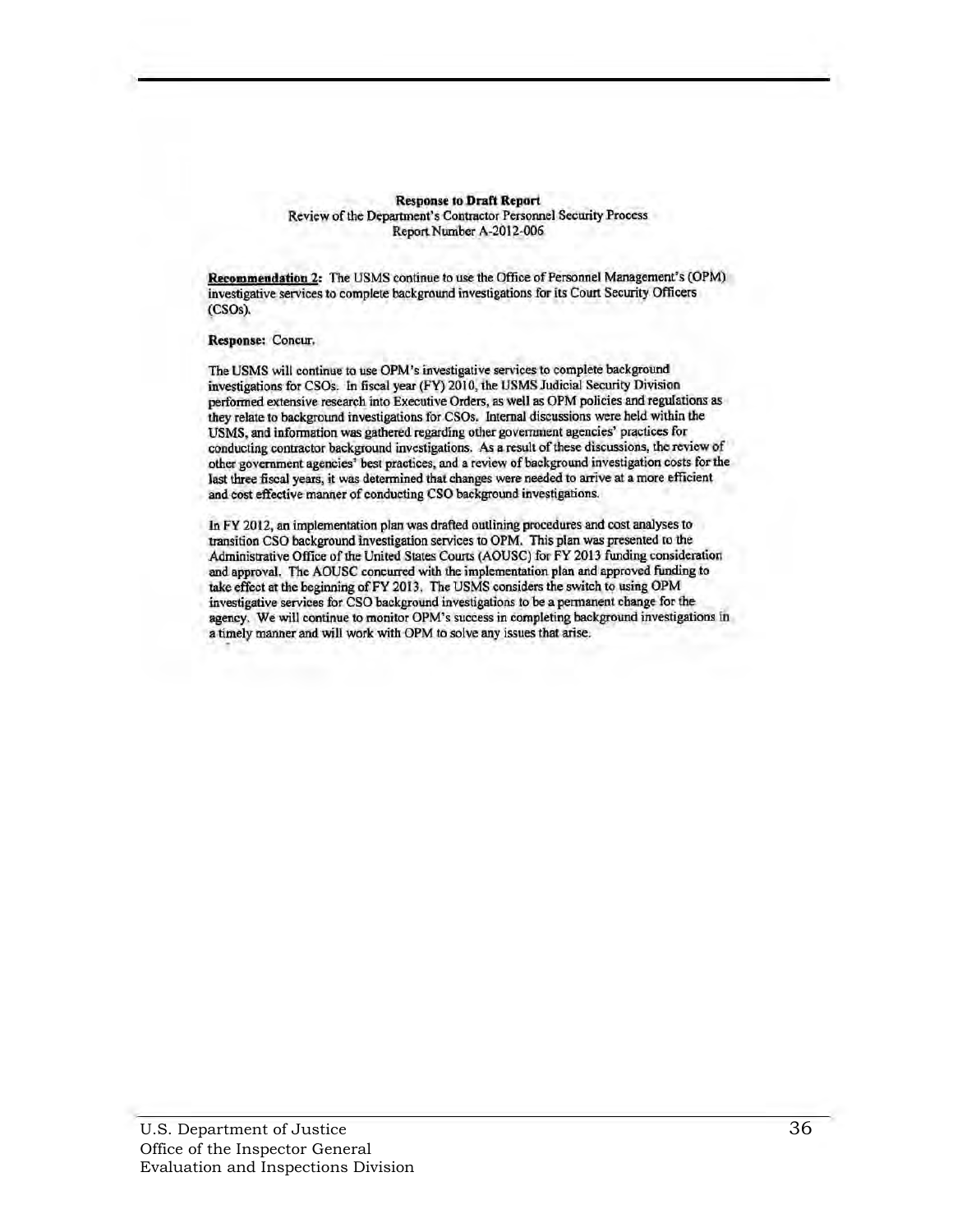**Response to Draft Report**
Review of the Department's Contractor Personnel Security Process
Report Number A-2012-006

**Recommendation 2:** The USMS continue to use the Office of Personnel Management's (OPM) investigative services to complete background investigations for its Court Security Officers (CSOs).

**Response:** Concur.

The USMS will continue to use OPM's investigative services to complete background investigations for CSOs. In fiscal year (FY) 2010, the USMS Judicial Security Division performed extensive research into Executive Orders, as well as OPM policies and regulations as they relate to background investigations for CSOs. Internal discussions were held within the USMS, and information was gathered regarding other government agencies' practices for conducting contractor background investigations. As a result of these discussions, the review of other government agencies' best practices, and a review of background investigation costs for the last three fiscal years, it was determined that changes were needed to arrive at a more efficient and cost effective manner of conducting CSO background investigations.

In FY 2012, an implementation plan was drafted outlining procedures and cost analyses to transition CSO background investigation services to OPM. This plan was presented to the Administrative Office of the United States Courts (AOUSC) for FY 2013 funding consideration and approval. The AOUSC concurred with the implementation plan and approved funding to take effect at the beginning of FY 2013. The USMS considers the switch to using OPM investigative services for CSO background investigations to be a permanent change for the agency. We will continue to monitor OPM's success in completing background investigations in a timely manner and will work with OPM to solve any issues that arise.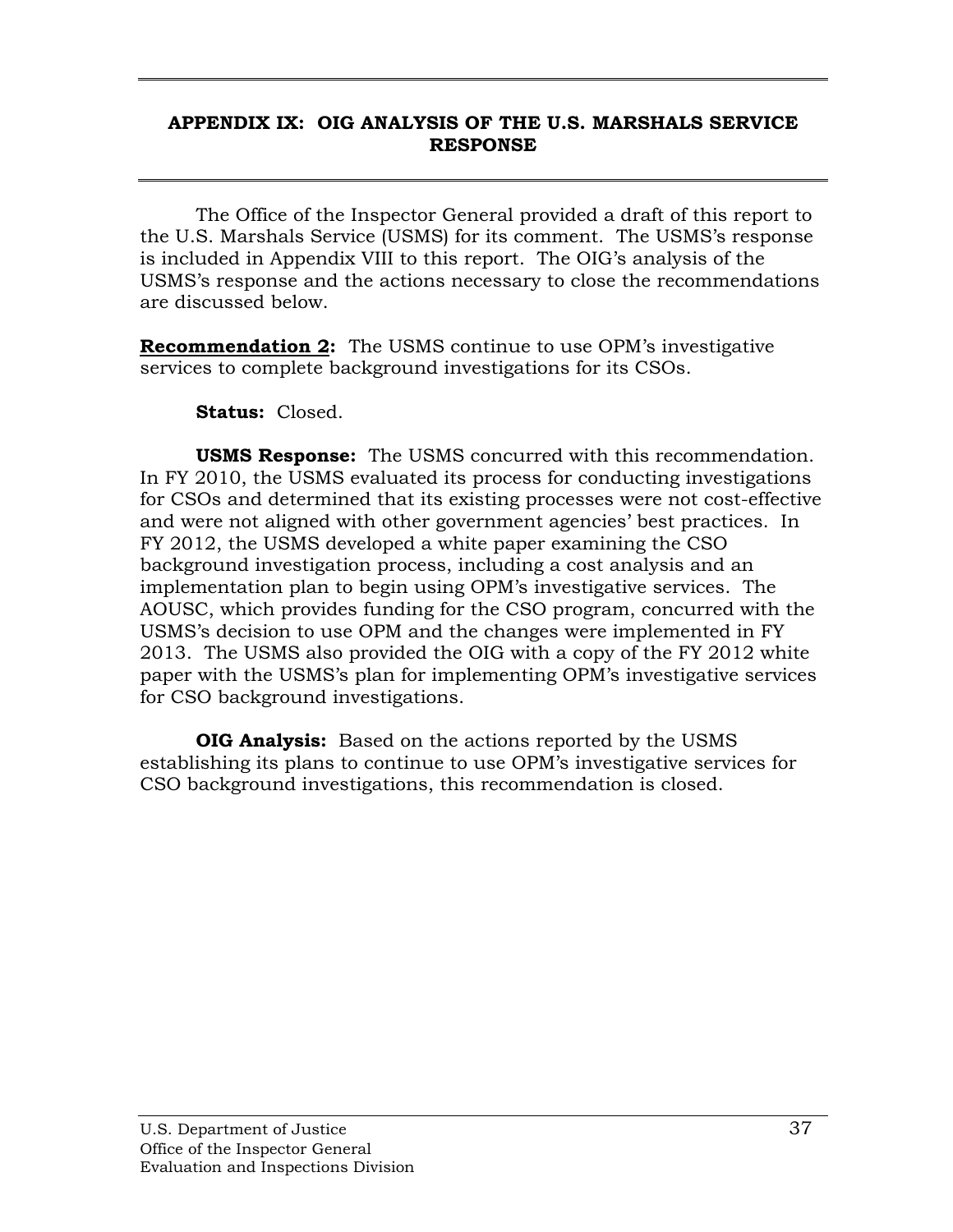## APPENDIX IX: OIG ANALYSIS OF THE U.S. MARSHALS SERVICE RESPONSE

The Office of the Inspector General provided a draft of this report to the U.S. Marshals Service (USMS) for its comment. The USMS's response is included in Appendix VIII to this report. The OIG's analysis of the USMS's response and the actions necessary to close the recommendations are discussed below.

**Recommendation 2:** The USMS continue to use OPM's investigative services to complete background investigations for its CSOs.

**Status:** Closed.

**USMS Response:** The USMS concurred with this recommendation. In FY 2010, the USMS evaluated its process for conducting investigations for CSOs and determined that its existing processes were not cost-effective and were not aligned with other government agencies' best practices. In FY 2012, the USMS developed a white paper examining the CSO background investigation process, including a cost analysis and an implementation plan to begin using OPM's investigative services. The AOUSC, which provides funding for the CSO program, concurred with the USMS's decision to use OPM and the changes were implemented in FY 2013. The USMS also provided the OIG with a copy of the FY 2012 white paper with the USMS's plan for implementing OPM's investigative services for CSO background investigations.

**OIG Analysis:** Based on the actions reported by the USMS establishing its plans to continue to use OPM's investigative services for CSO background investigations, this recommendation is closed.